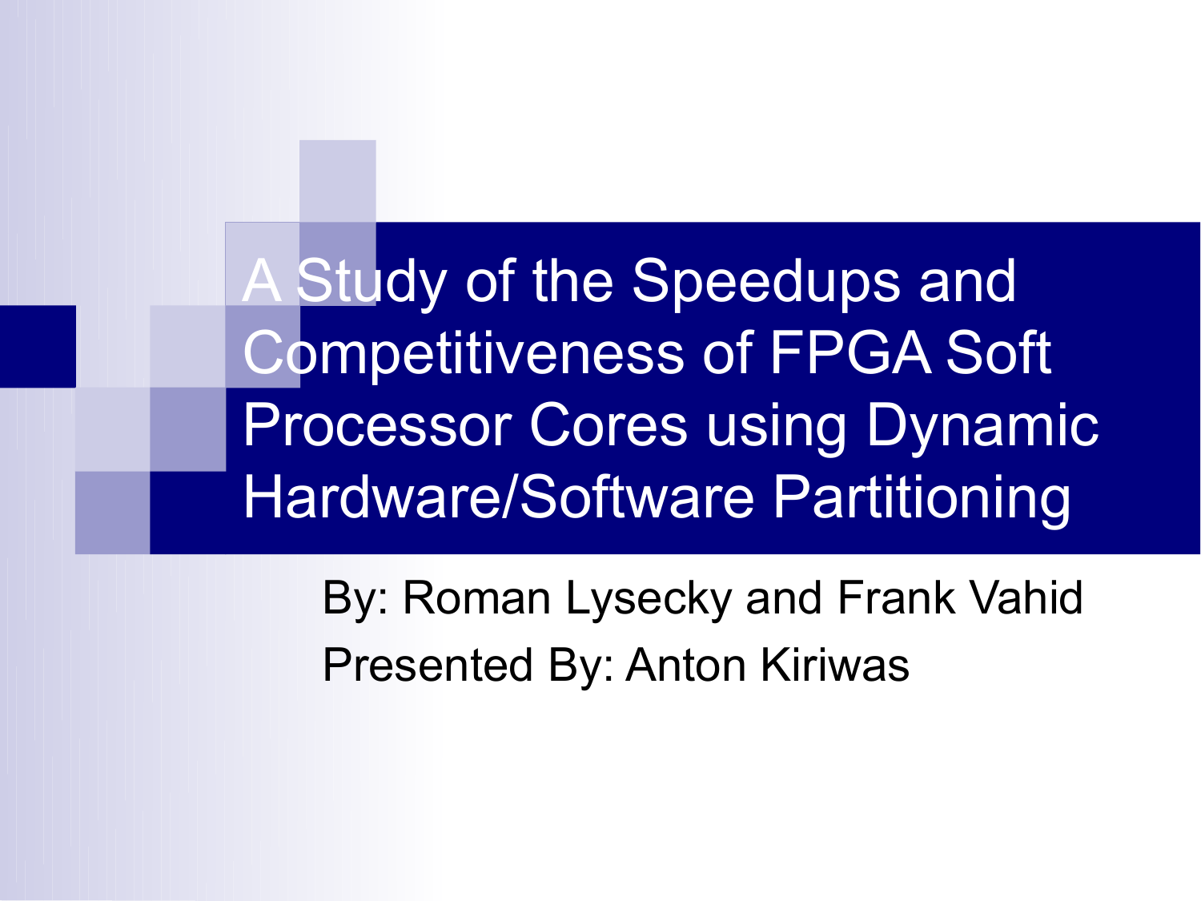# A Study of the Speedups and Competitiveness of FPGA Soft Processor Cores using Dynamic Hardware/Software Partitioning

By: Roman Lysecky and Frank Vahid

Presented By: Anton Kiriwas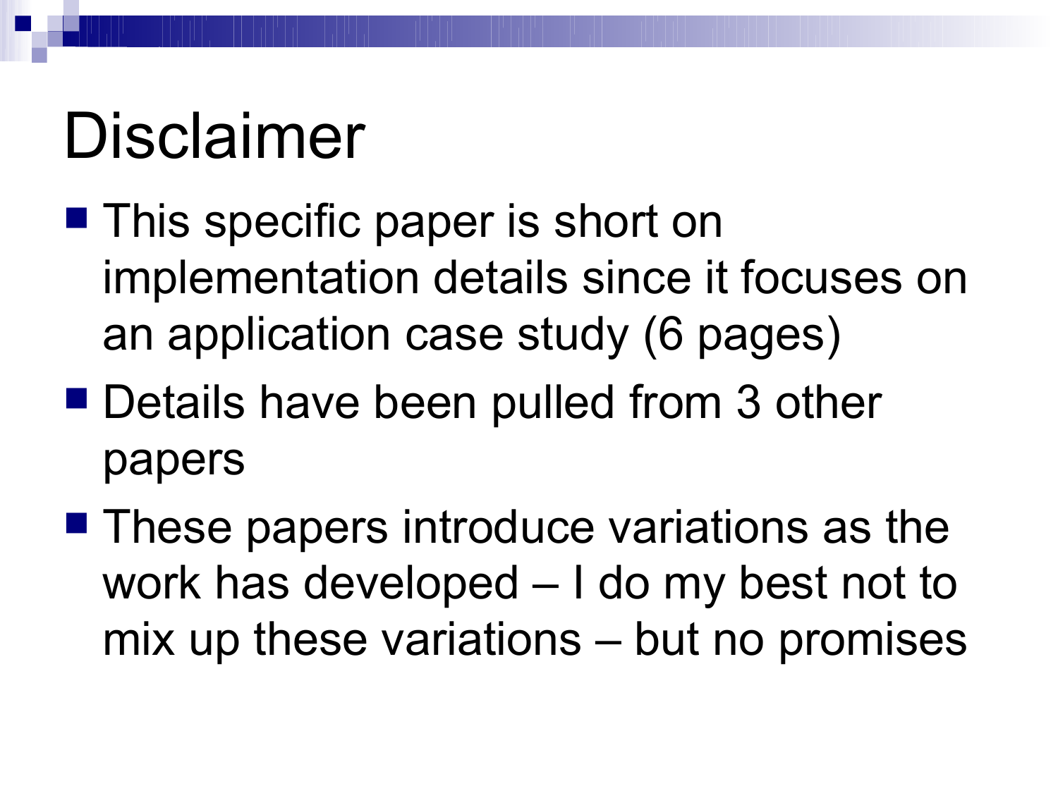# Disclaimer

- This specific paper is short on implementation details since it focuses on an application case study (6 pages)
- Details have been pulled from 3 other papers
- These papers introduce variations as the work has developed – I do my best not to mix up these variations – but no promises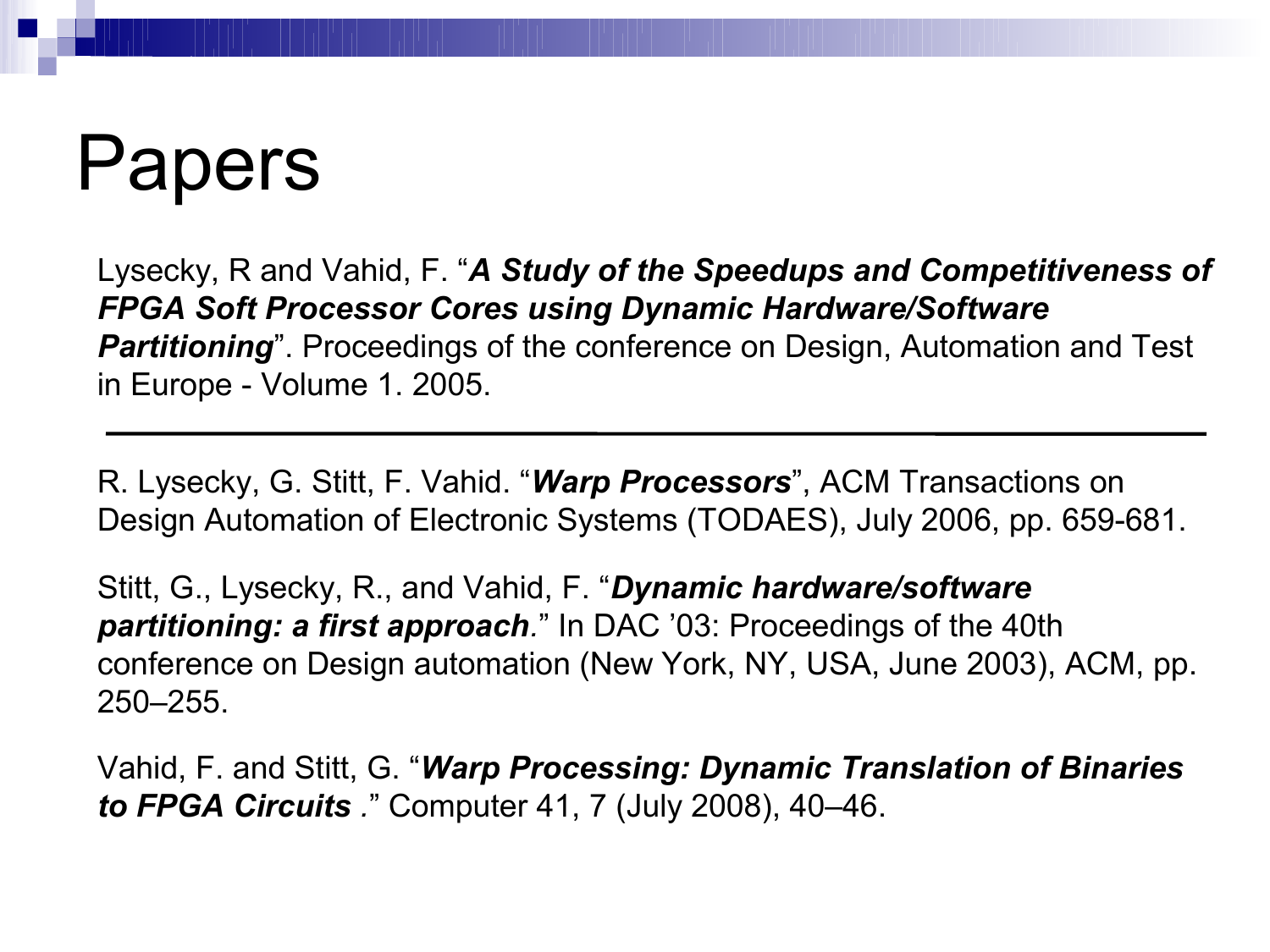# Papers

Lysecky, R and Vahid, F. "***A Study of the Speedups and Competitiveness of FPGA Soft Processor Cores using Dynamic Hardware/Software Partitioning***". Proceedings of the conference on Design, Automation and Test in Europe - Volume 1. 2005.

---

R. Lysecky, G. Stitt, F. Vahid. "***Warp Processors***", ACM Transactions on Design Automation of Electronic Systems (TODAES), July 2006, pp. 659-681.

Stitt, G., Lysecky, R., and Vahid, F. "***Dynamic hardware/software partitioning: a first approach***." In DAC '03: Proceedings of the 40th conference on Design automation (New York, NY, USA, June 2003), ACM, pp. 250–255.

Vahid, F. and Stitt, G. "***Warp Processing: Dynamic Translation of Binaries to FPGA Circuits*** ." Computer 41, 7 (July 2008), 40–46.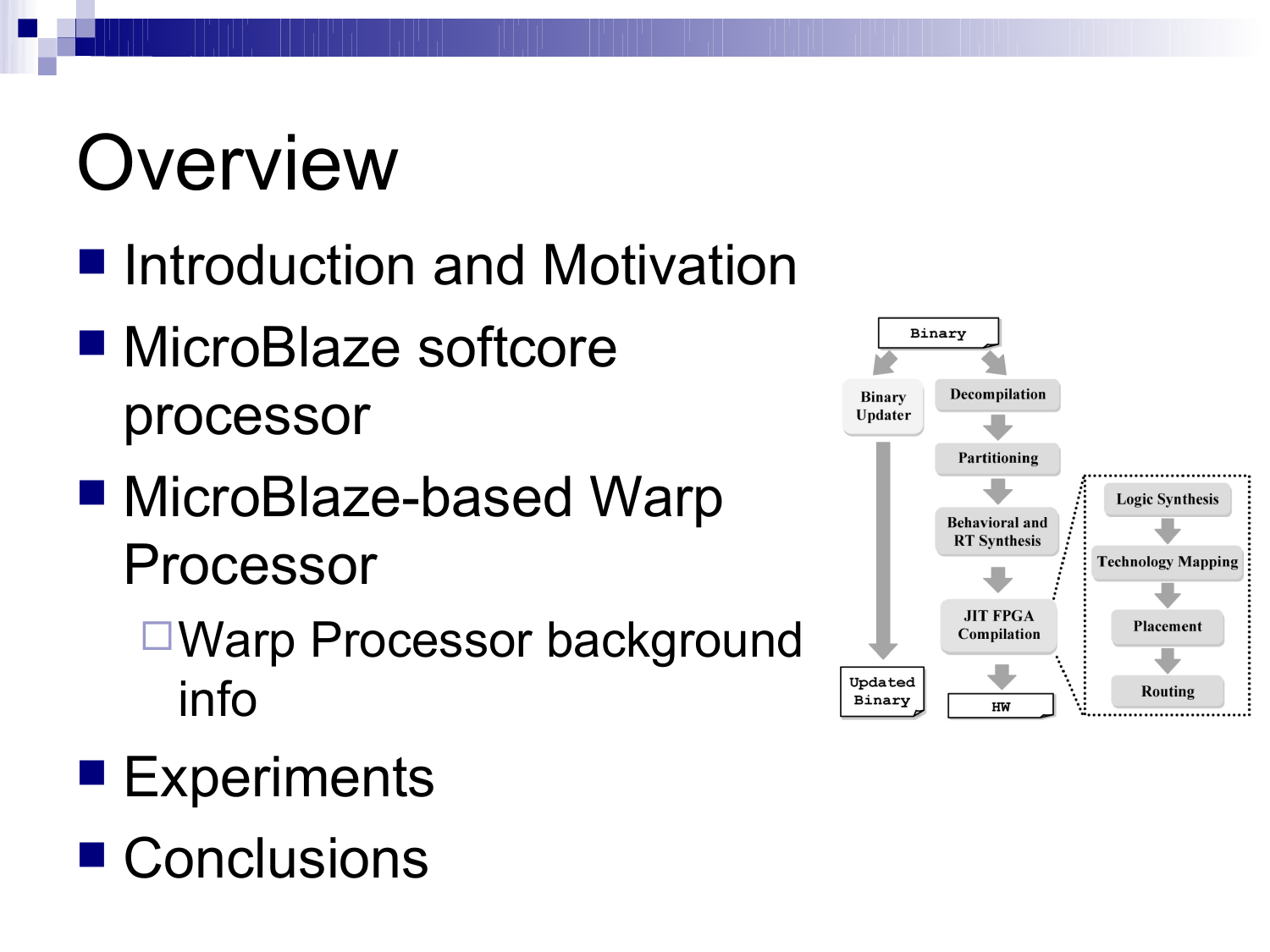# Overview

- Introduction and Motivation
- MicroBlaze softcore processor
- MicroBlaze-based Warp Processor
  - Warp Processor background info
- Experiments
- Conclusions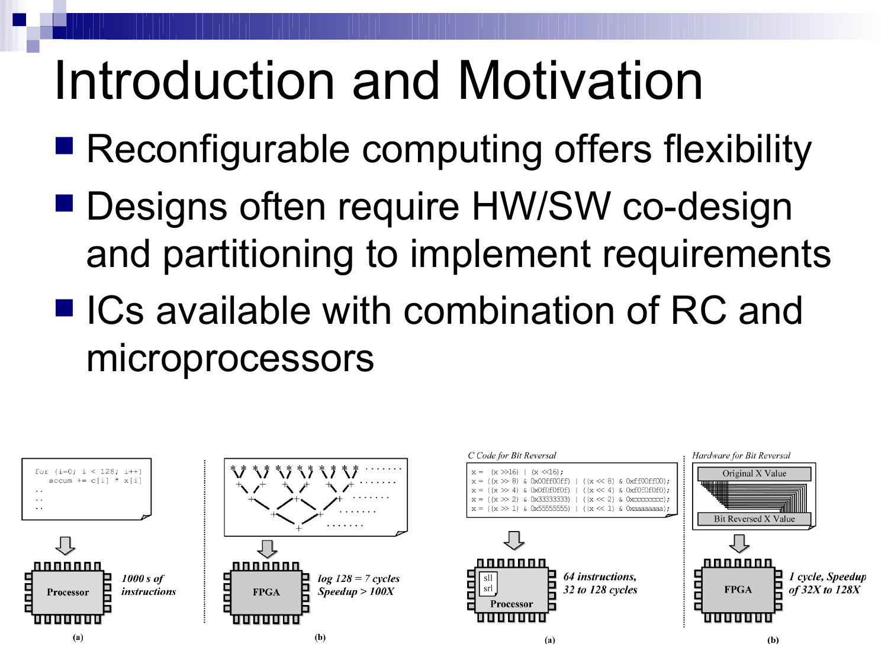# Introduction and Motivation

- Reconfigurable computing offers flexibility
- Designs often require HW/SW co-design and partitioning to implement requirements
- ICs available with combination of RC and microprocessors

```
for (i=0; i < 128; i++)
   accum += c[i] * x[i]
..
..
..
```

Processor — *1000 s of instructions*

(a)

FPGA — *log 128 = 7 cycles Speedup > 100X*

(b)

*C Code for Bit Reversal*

```
x = (x >>16) | (x <<16);
x = ((x >> 8) & 0x00ff00ff) | ((x << 8) & 0xff00ff00);
x = ((x >> 4) & 0x0f0f0f0f) | ((x << 4) & 0xf0f0f0f0);
x = ((x >> 2) & 0x33333333) | ((x << 2) & 0xcccccccc);
x = ((x >> 1) & 0x55555555) | ((x << 1) & 0xaaaaaaaa);
```

Processor (sll, srl) — *64 instructions, 32 to 128 cycles*

(a)

*Hardware for Bit Reversal*

Original X Value → Bit Reversed X Value

FPGA — *1 cycle, Speedup of 32X to 128X*

(b)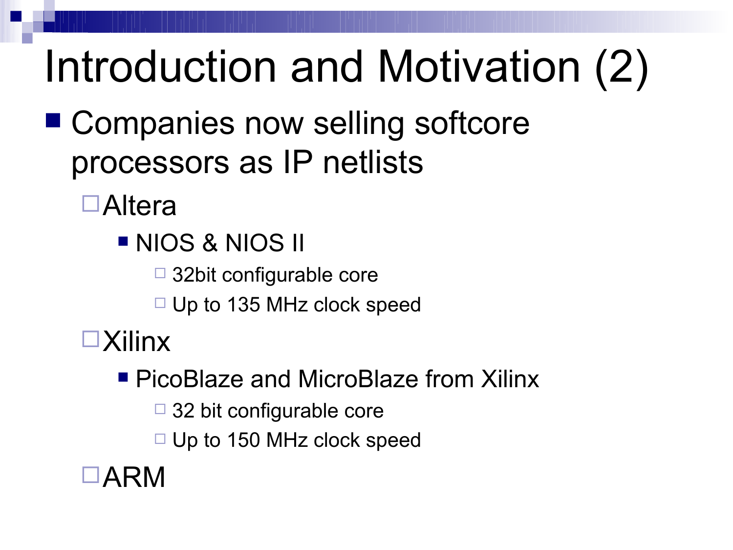# Introduction and Motivation (2)

- Companies now selling softcore processors as IP netlists
  - Altera
    - NIOS & NIOS II
      - 32bit configurable core
      - Up to 135 MHz clock speed
  - Xilinx
    - PicoBlaze and MicroBlaze from Xilinx
      - 32 bit configurable core
      - Up to 150 MHz clock speed
  - ARM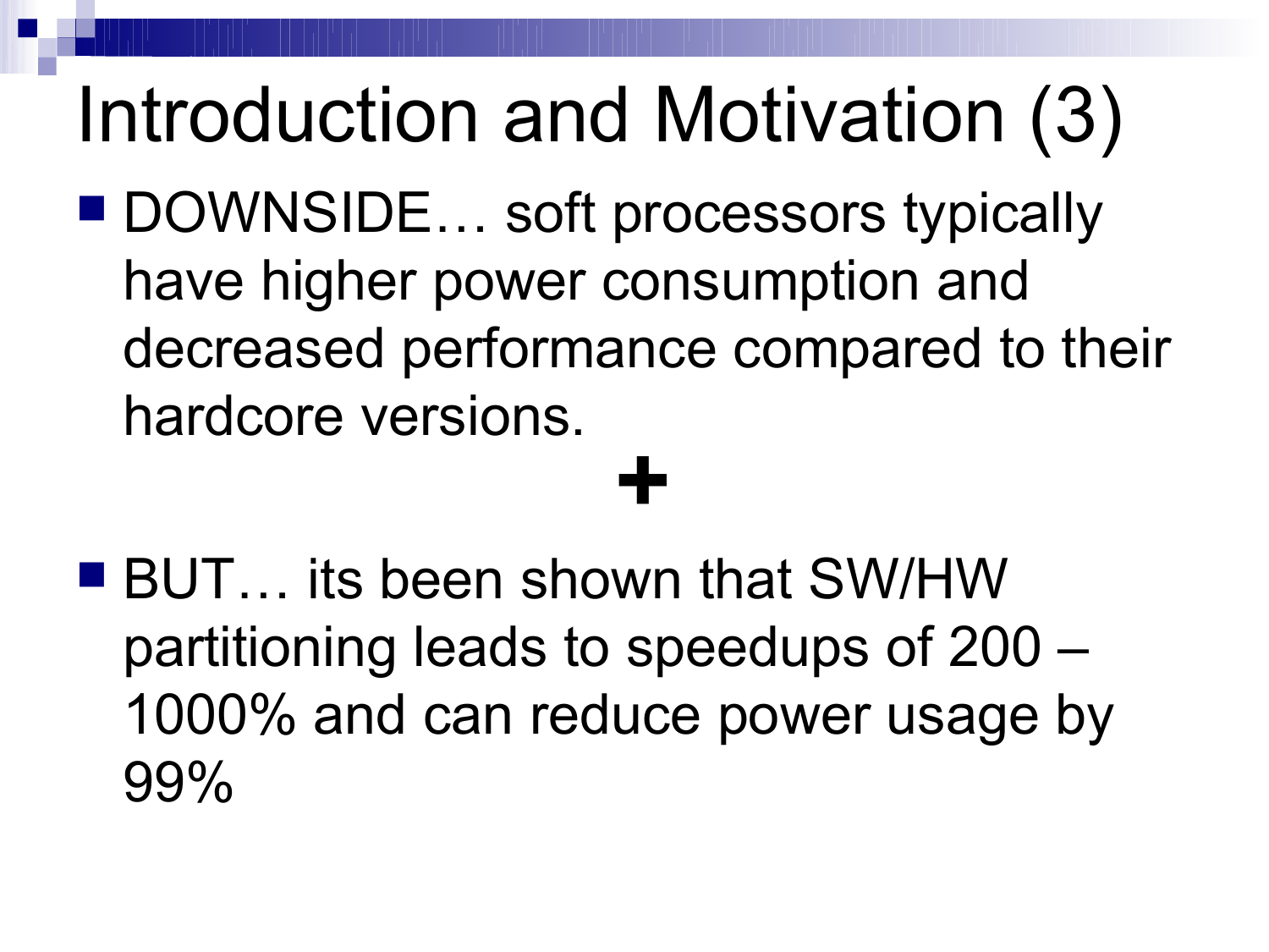# Introduction and Motivation (3)

- DOWNSIDE… soft processors typically have higher power consumption and decreased performance compared to their hardcore versions.

**+**

- BUT… its been shown that SW/HW partitioning leads to speedups of 200 – 1000% and can reduce power usage by 99%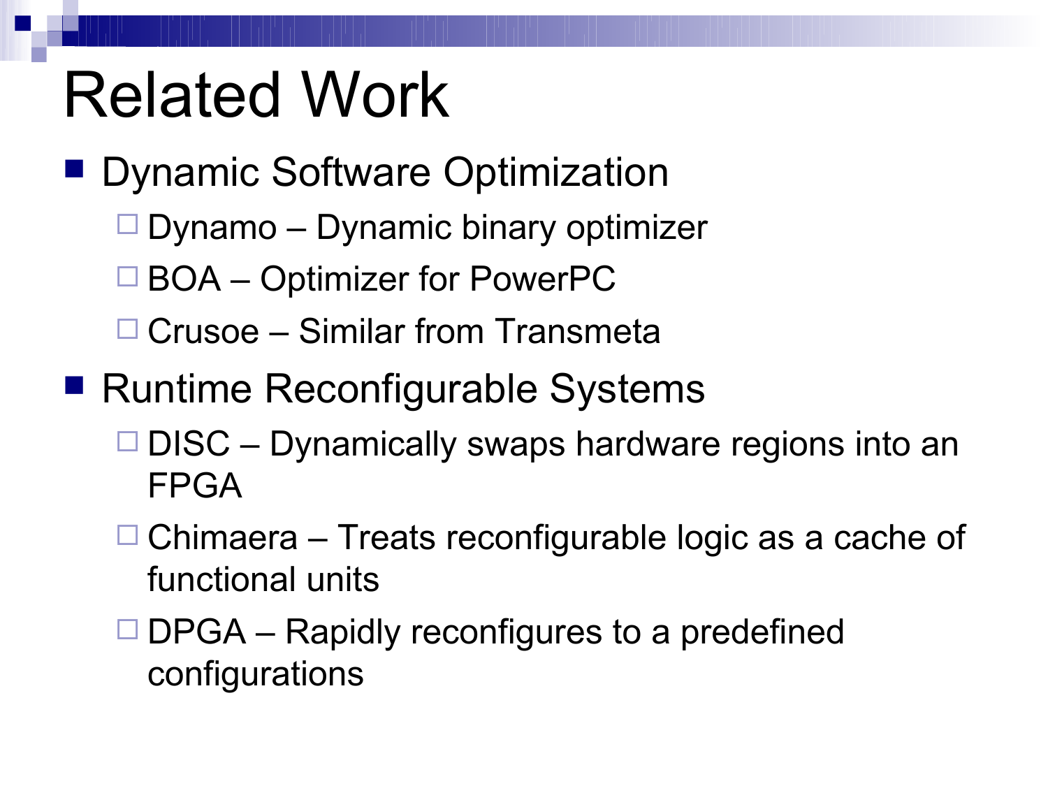# Related Work

- Dynamic Software Optimization
  - Dynamo – Dynamic binary optimizer
  - BOA – Optimizer for PowerPC
  - Crusoe – Similar from Transmeta
- Runtime Reconfigurable Systems
  - DISC – Dynamically swaps hardware regions into an FPGA
  - Chimaera – Treats reconfigurable logic as a cache of functional units
  - DPGA – Rapidly reconfigures to a predefined configurations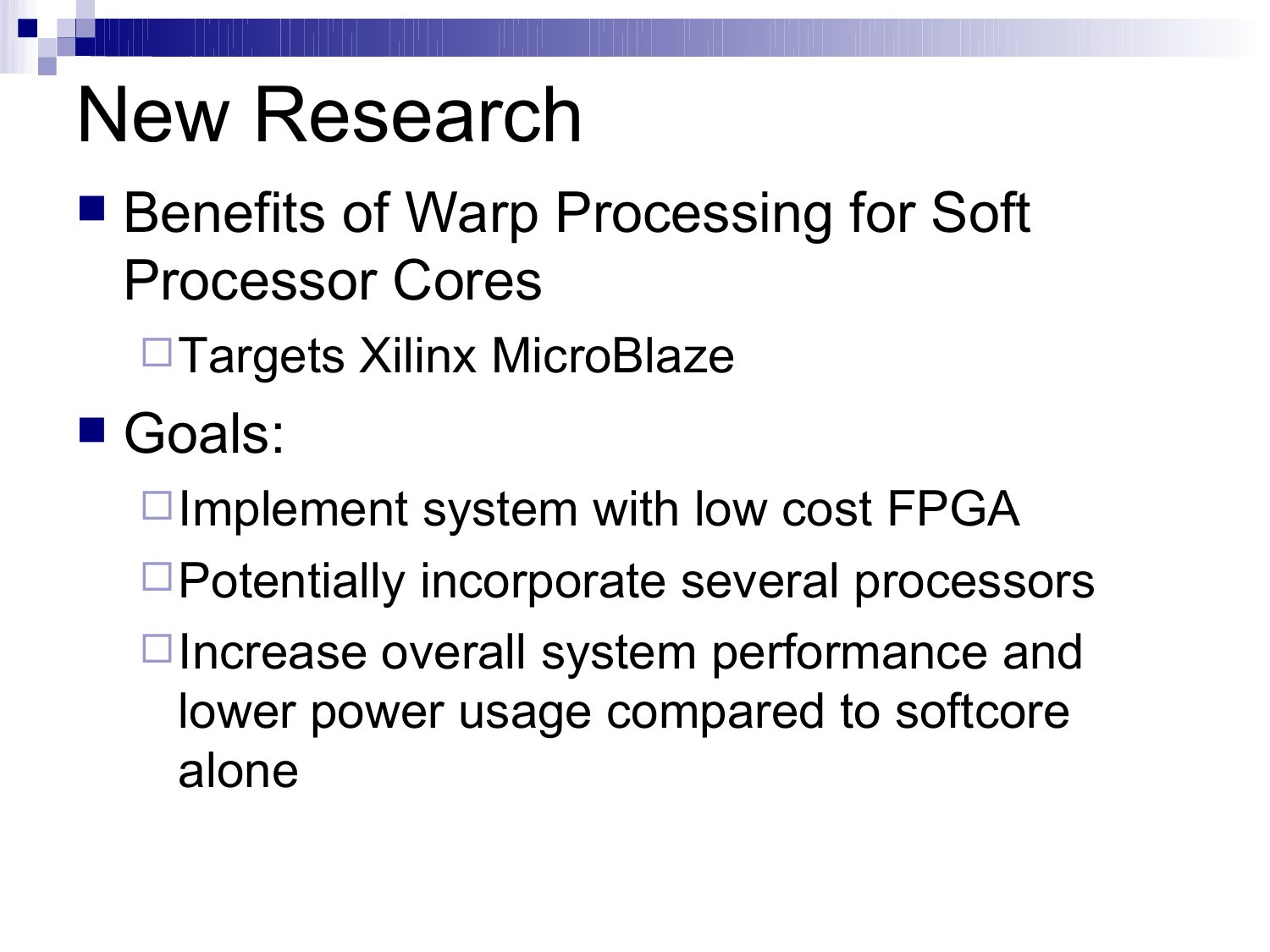# New Research

- Benefits of Warp Processing for Soft Processor Cores
  - Targets Xilinx MicroBlaze
- Goals:
  - Implement system with low cost FPGA
  - Potentially incorporate several processors
  - Increase overall system performance and lower power usage compared to softcore alone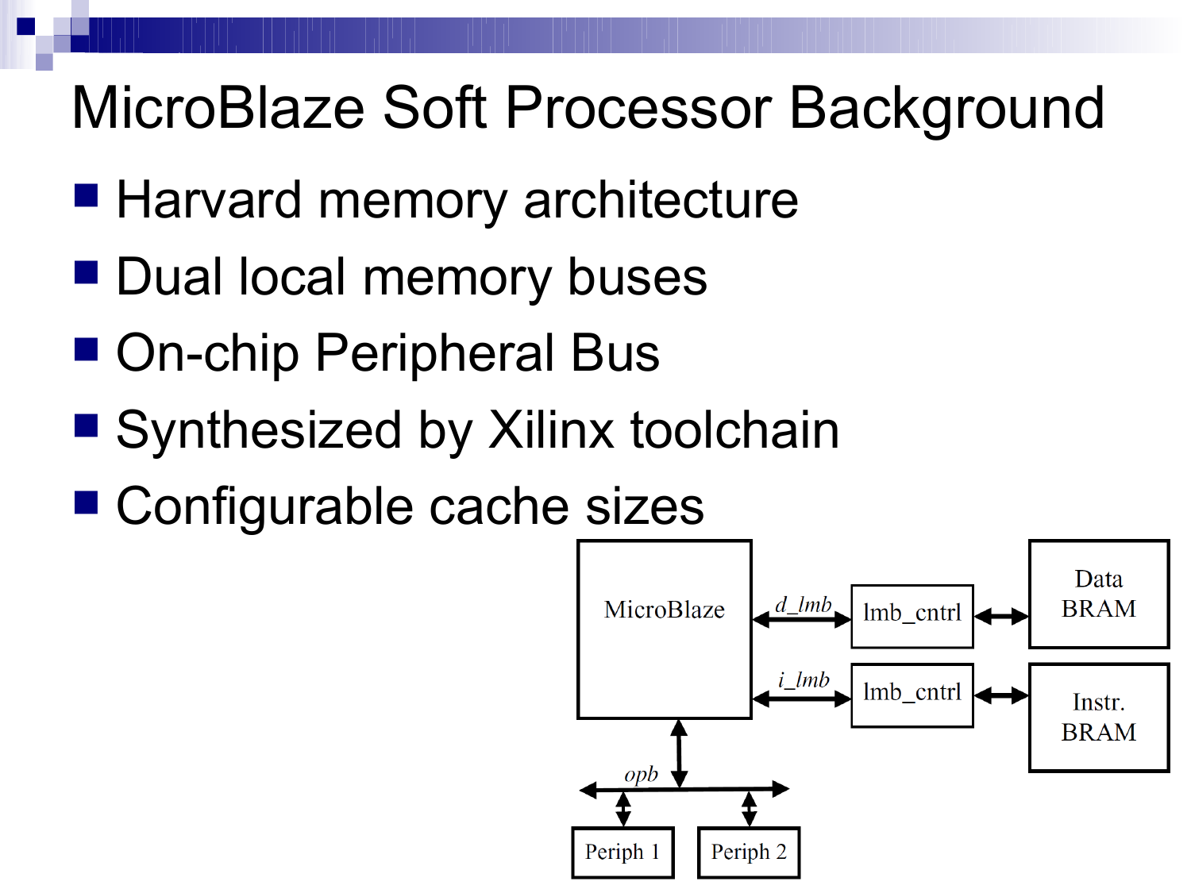# MicroBlaze Soft Processor Background

- Harvard memory architecture
- Dual local memory buses
- On-chip Peripheral Bus
- Synthesized by Xilinx toolchain
- Configurable cache sizes

MicroBlaze

d_lmb

i_lmb

lmb_cntrl

lmb_cntrl

Data BRAM

Instr. BRAM

opb

Periph 1

Periph 2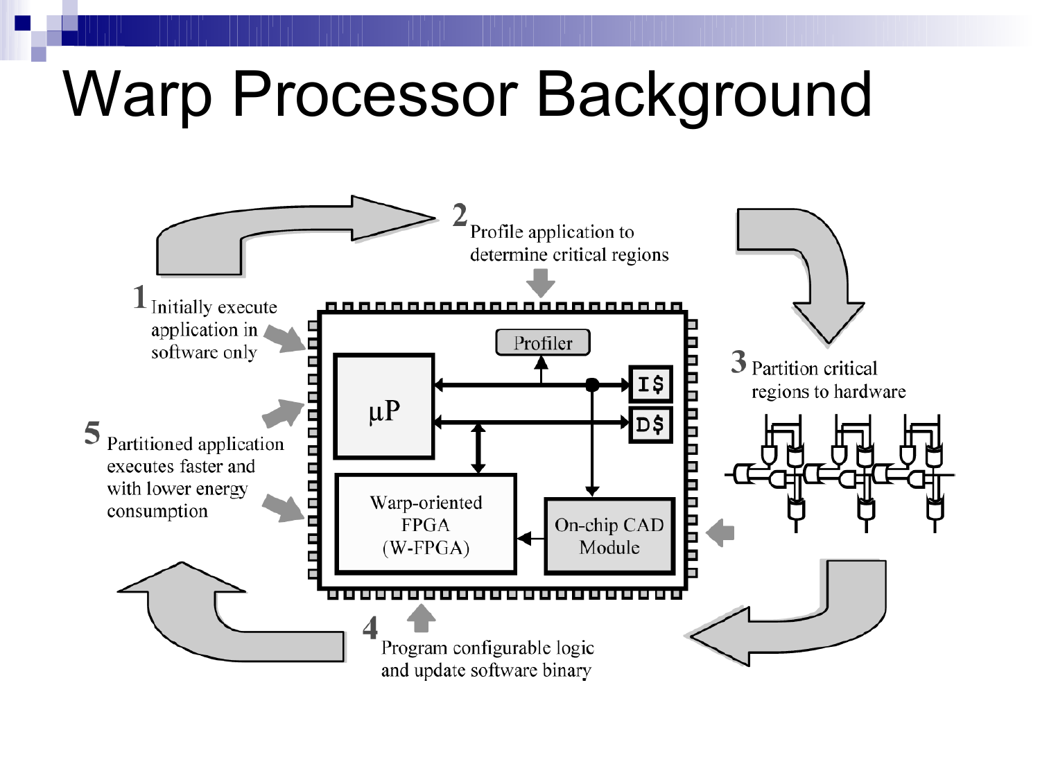# Warp Processor Background

1 Initially execute application in software only

2 Profile application to determine critical regions

3 Partition critical regions to hardware

4 Program configurable logic and update software binary

5 Partitioned application executes faster and with lower energy consumption

µP

Profiler

I$

D$

Warp-oriented FPGA (W-FPGA)

On-chip CAD Module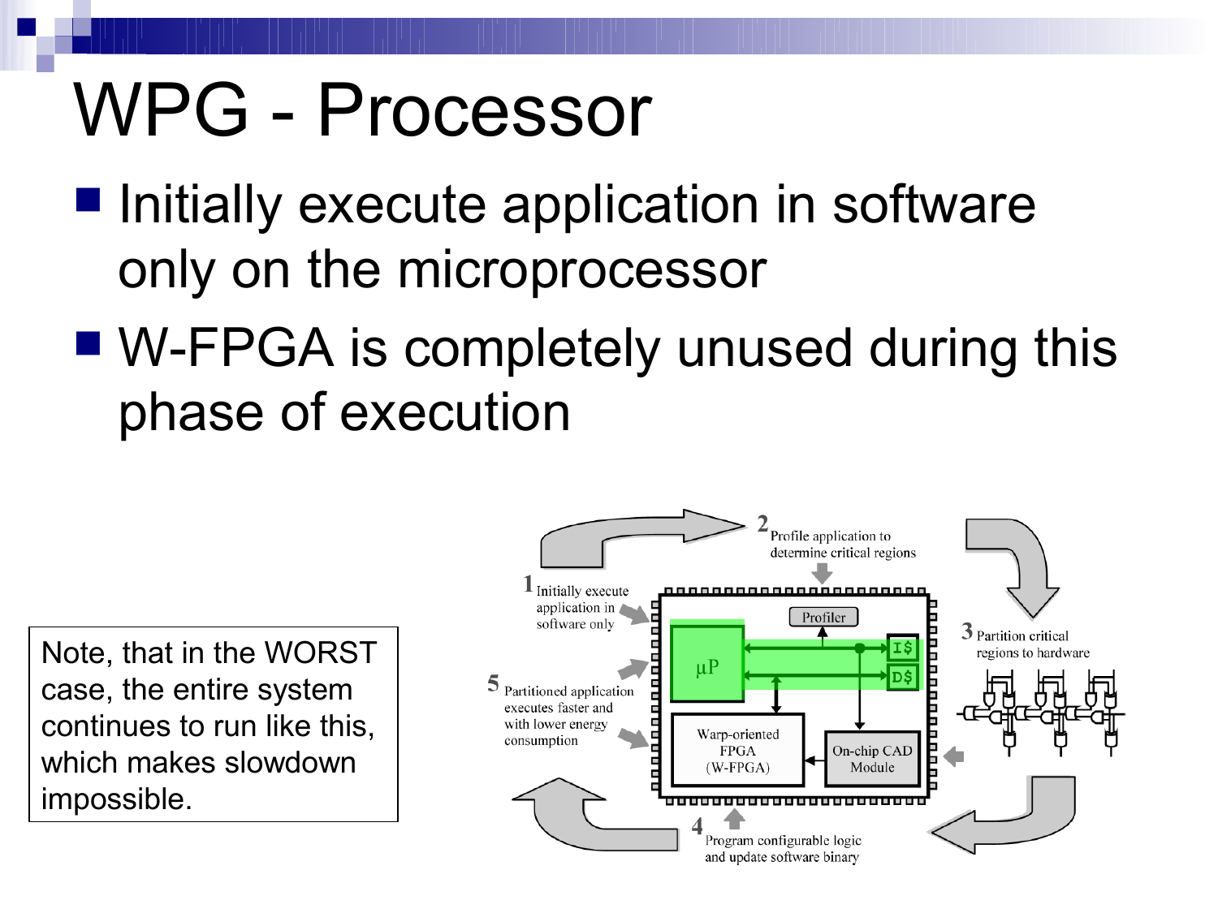# WPG - Processor

- Initially execute application in software only on the microprocessor
- W-FPGA is completely unused during this phase of execution

Note, that in the WORST case, the entire system continues to run like this, which makes slowdown impossible.

1 Initially execute application in software only

2 Profile application to determine critical regions

3 Partition critical regions to hardware

4 Program configurable logic and update software binary

5 Partitioned application executes faster and with lower energy consumption

Profiler

µP

I$

D$

Warp-oriented FPGA (W-FPGA)

On-chip CAD Module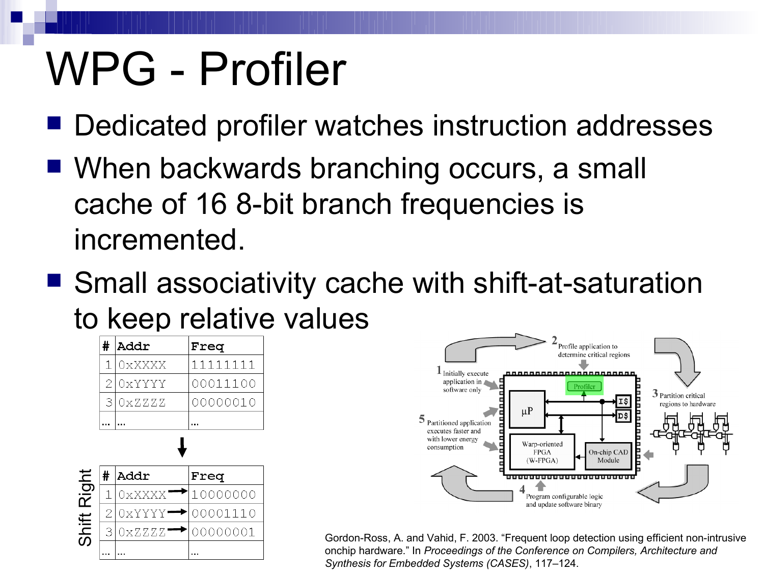# WPG - Profiler

- Dedicated profiler watches instruction addresses
- When backwards branching occurs, a small cache of 16 8-bit branch frequencies is incremented.
- Small associativity cache with shift-at-saturation to keep relative values

| # | Addr | Freq |
|---|---|---|
| 1 | 0xXXXX | 11111111 |
| 2 | 0xYYYY | 00011100 |
| 3 | 0xZZZZ | 00000010 |
| ... | ... | ... |

Shift Right

| # | Addr | Freq |
|---|---|---|
| 1 | 0xXXXX | 10000000 |
| 2 | 0xYYYY | 00001110 |
| 3 | 0xZZZZ | 00000001 |
| ... | ... | ... |

1 Initially execute application in software only

2 Profile application to determine critical regions

3 Partition critical regions to hardware

4 Program configurable logic and update software binary

5 Partitioned application executes faster and with lower energy consumption

Profiler, μP, I$, D$, Warp-oriented FPGA (W-FPGA), On-chip CAD Module

Gordon-Ross, A. and Vahid, F. 2003. "Frequent loop detection using efficient non-intrusive onchip hardware." In *Proceedings of the Conference on Compilers, Architecture and Synthesis for Embedded Systems (CASES)*, 117–124.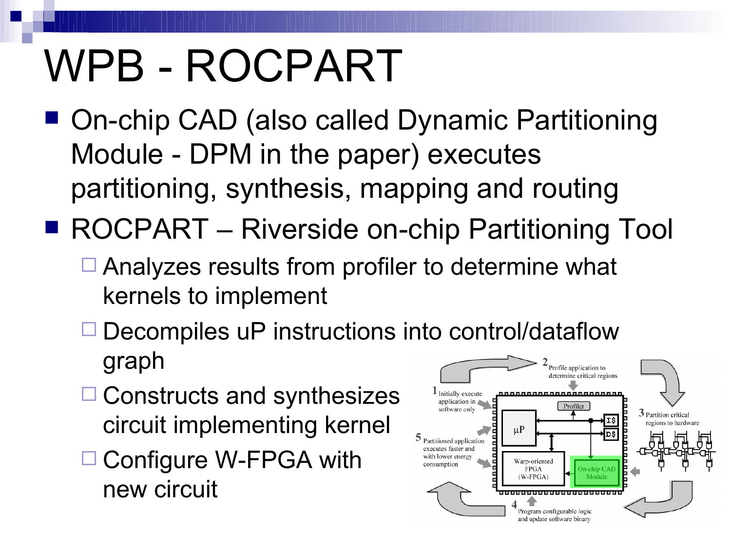# WPB - ROCPART

- On-chip CAD (also called Dynamic Partitioning Module - DPM in the paper) executes partitioning, synthesis, mapping and routing
- ROCPART – Riverside on-chip Partitioning Tool
  - Analyzes results from profiler to determine what kernels to implement
  - Decompiles uP instructions into control/dataflow graph
  - Constructs and synthesizes circuit implementing kernel
  - Configure W-FPGA with new circuit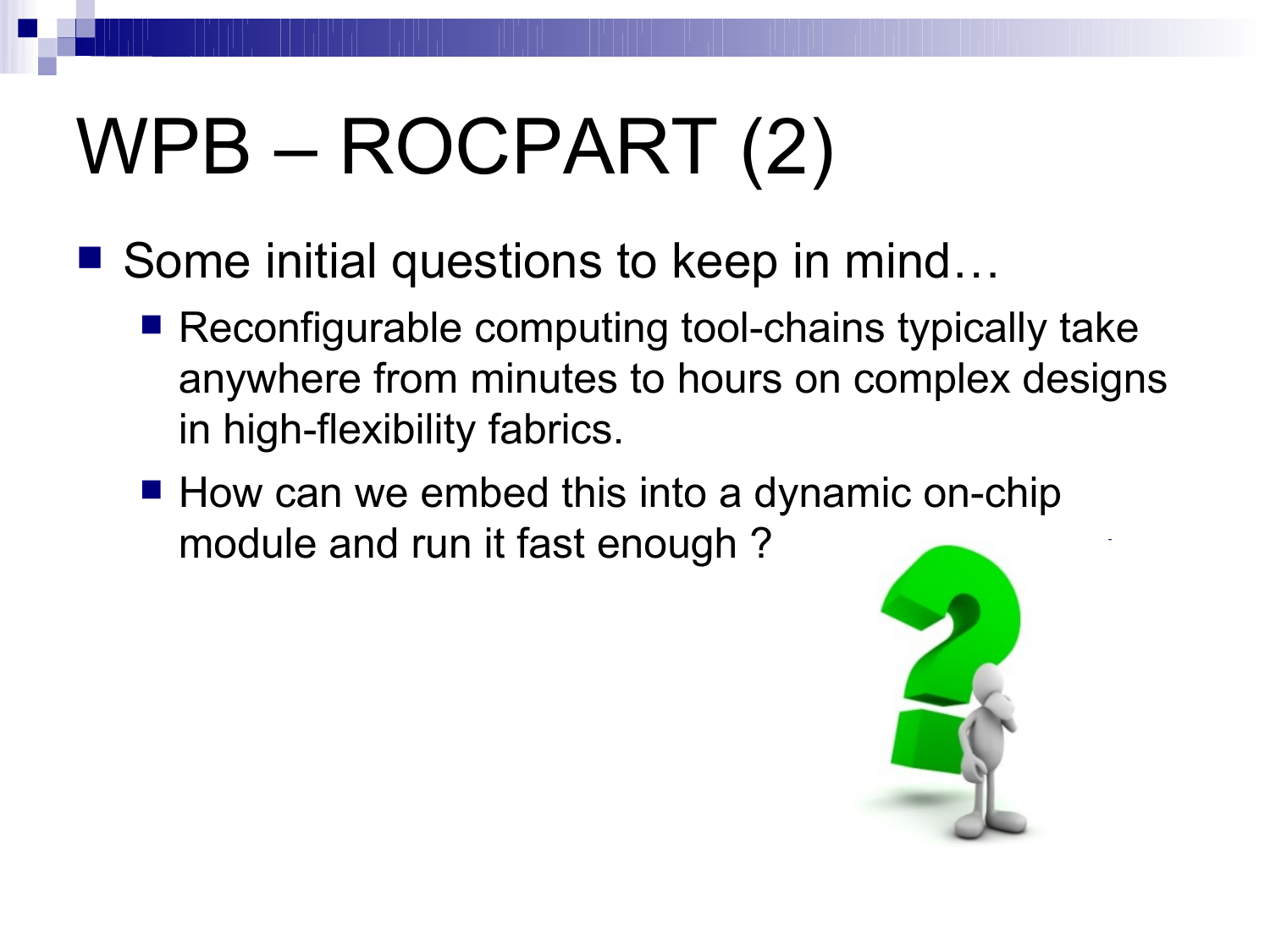# WPB – ROCPART (2)

- Some initial questions to keep in mind…
  - Reconfigurable computing tool-chains typically take anywhere from minutes to hours on complex designs in high-flexibility fabrics.
  - How can we embed this into a dynamic on-chip module and run it fast enough ?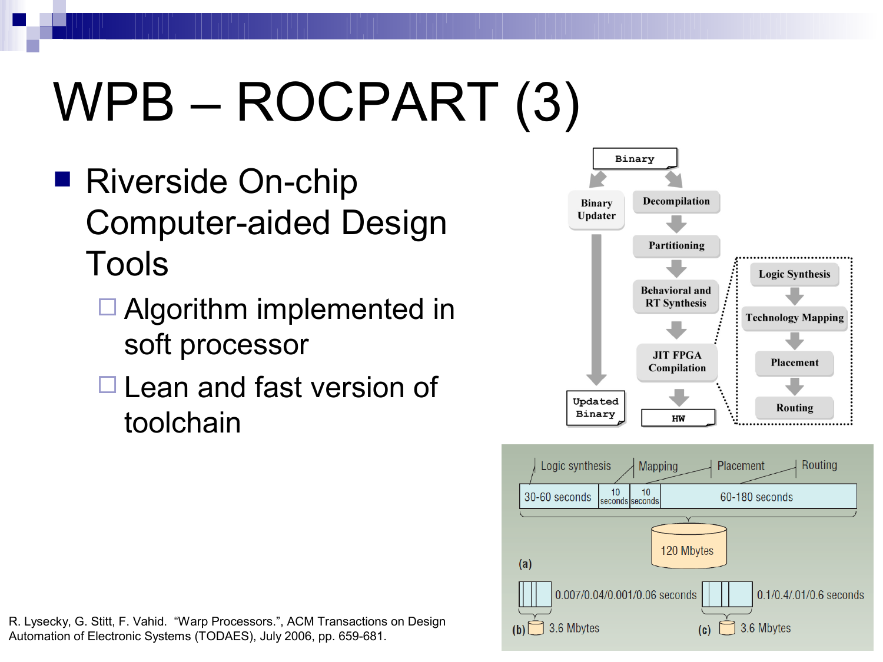# WPB – ROCPART (3)

- Riverside On-chip Computer-aided Design Tools
  - Algorithm implemented in soft processor
  - Lean and fast version of toolchain

Binary

Binary Updater

Updated Binary

Decompilation

Partitioning

Behavioral and RT Synthesis

JIT FPGA Compilation

HW

Logic Synthesis

Technology Mapping

Placement

Routing

| Logic synthesis | Mapping | Placement | Routing |
|---|---|---|---|
| 30-60 seconds | 10 seconds | 10 seconds | 60-180 seconds |

120 Mbytes

(a)

(b) 0.007/0.04/0.001/0.06 seconds, 3.6 Mbytes

(c) 0.1/0.4/.01/0.6 seconds, 3.6 Mbytes

R. Lysecky, G. Stitt, F. Vahid. “Warp Processors.”, ACM Transactions on Design Automation of Electronic Systems (TODAES), July 2006, pp. 659-681.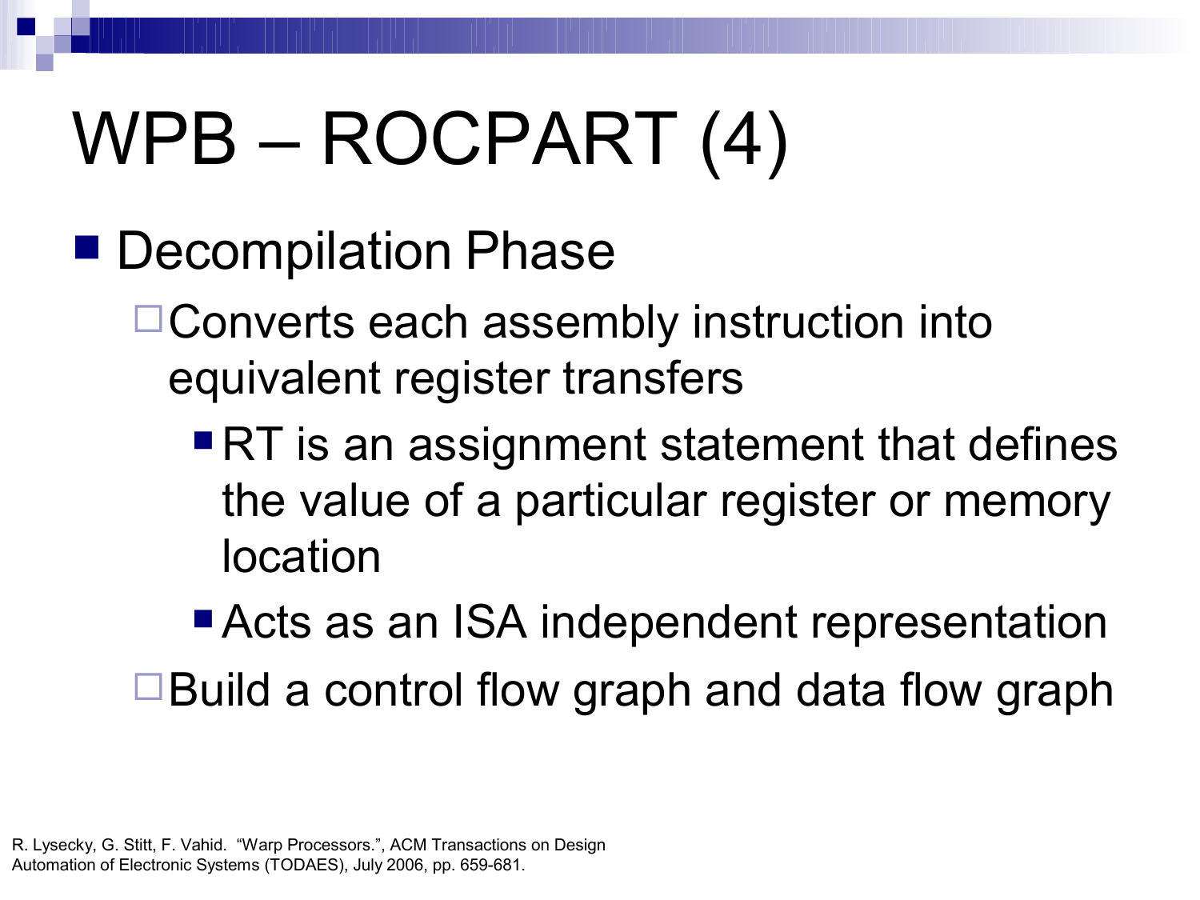# WPB – ROCPART (4)

- Decompilation Phase
  - Converts each assembly instruction into equivalent register transfers
    - RT is an assignment statement that defines the value of a particular register or memory location
    - Acts as an ISA independent representation
  - Build a control flow graph and data flow graph

R. Lysecky, G. Stitt, F. Vahid. "Warp Processors.", ACM Transactions on Design Automation of Electronic Systems (TODAES), July 2006, pp. 659-681.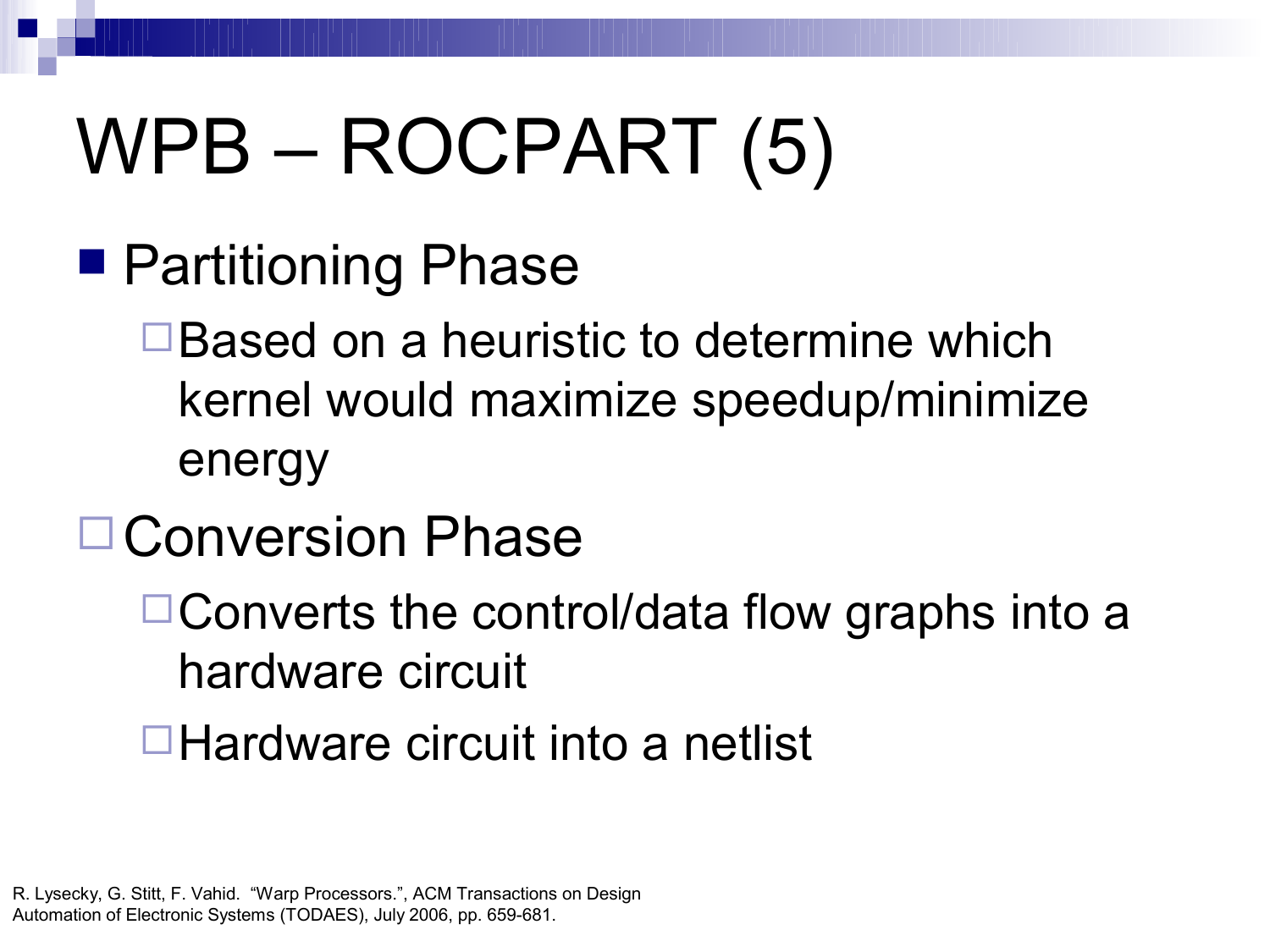# WPB – ROCPART (5)

- Partitioning Phase
  - Based on a heuristic to determine which kernel would maximize speedup/minimize energy
- Conversion Phase
  - Converts the control/data flow graphs into a hardware circuit
  - Hardware circuit into a netlist

R. Lysecky, G. Stitt, F. Vahid. "Warp Processors.", ACM Transactions on Design Automation of Electronic Systems (TODAES), July 2006, pp. 659-681.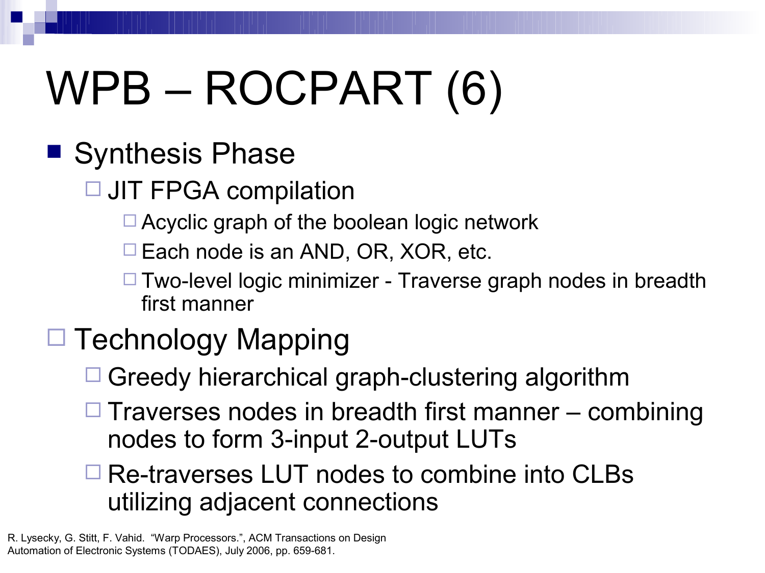# WPB – ROCPART (6)

- Synthesis Phase
  - JIT FPGA compilation
    - Acyclic graph of the boolean logic network
    - Each node is an AND, OR, XOR, etc.
    - Two-level logic minimizer - Traverse graph nodes in breadth first manner
- Technology Mapping
  - Greedy hierarchical graph-clustering algorithm
  - Traverses nodes in breadth first manner – combining nodes to form 3-input 2-output LUTs
  - Re-traverses LUT nodes to combine into CLBs utilizing adjacent connections

R. Lysecky, G. Stitt, F. Vahid. "Warp Processors.", ACM Transactions on Design Automation of Electronic Systems (TODAES), July 2006, pp. 659-681.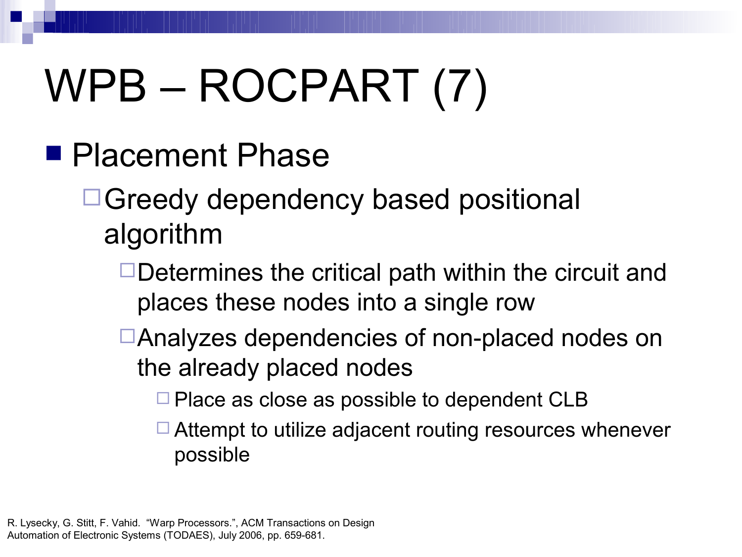# WPB – ROCPART (7)

- Placement Phase
  - Greedy dependency based positional algorithm
    - Determines the critical path within the circuit and places these nodes into a single row
    - Analyzes dependencies of non-placed nodes on the already placed nodes
      - Place as close as possible to dependent CLB
      - Attempt to utilize adjacent routing resources whenever possible

R. Lysecky, G. Stitt, F. Vahid. "Warp Processors.", ACM Transactions on Design Automation of Electronic Systems (TODAES), July 2006, pp. 659-681.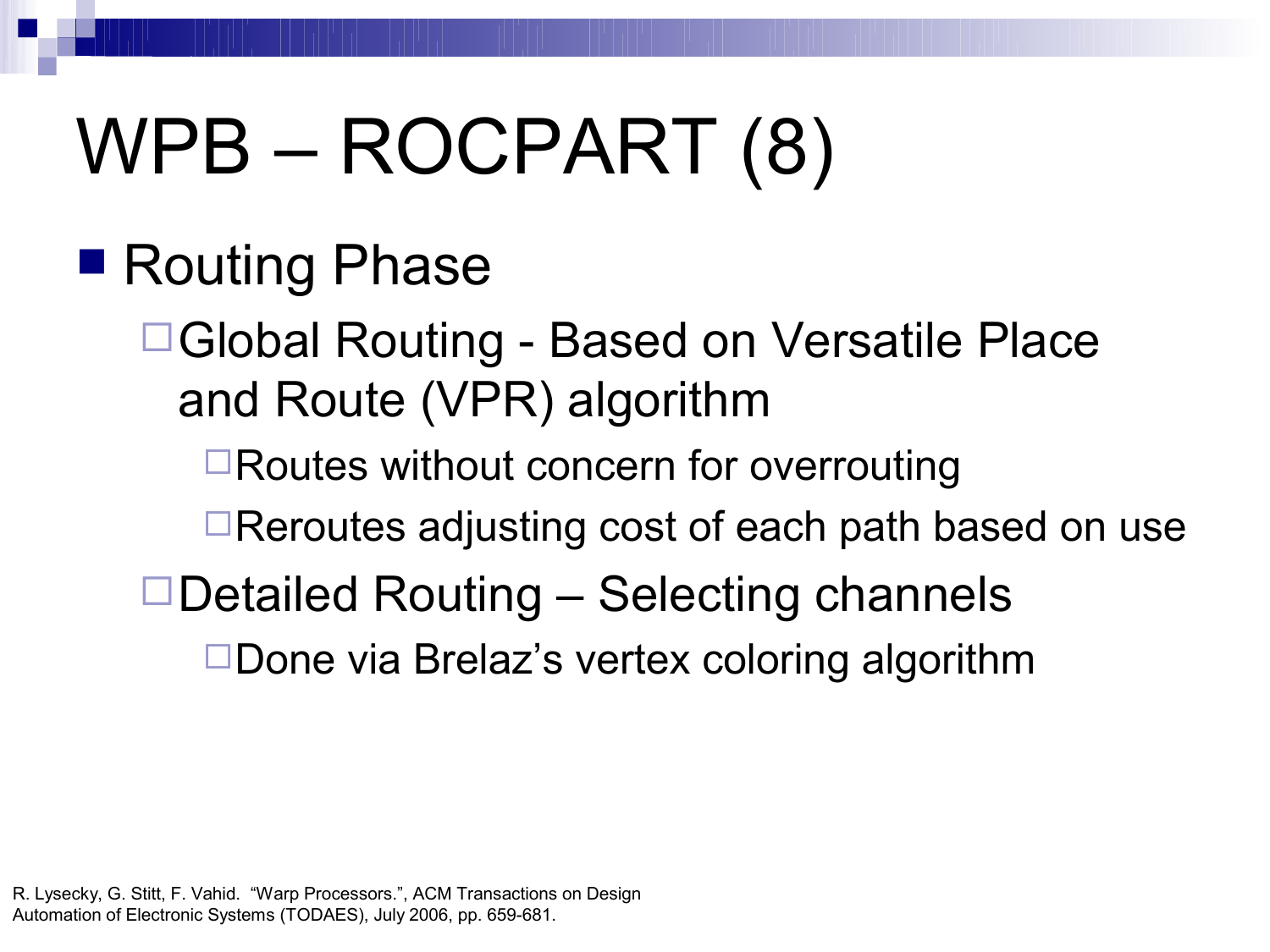# WPB – ROCPART (8)

- Routing Phase
  - Global Routing - Based on Versatile Place and Route (VPR) algorithm
    - Routes without concern for overrouting
    - Reroutes adjusting cost of each path based on use
  - Detailed Routing – Selecting channels
    - Done via Brelaz's vertex coloring algorithm

R. Lysecky, G. Stitt, F. Vahid. "Warp Processors.", ACM Transactions on Design Automation of Electronic Systems (TODAES), July 2006, pp. 659-681.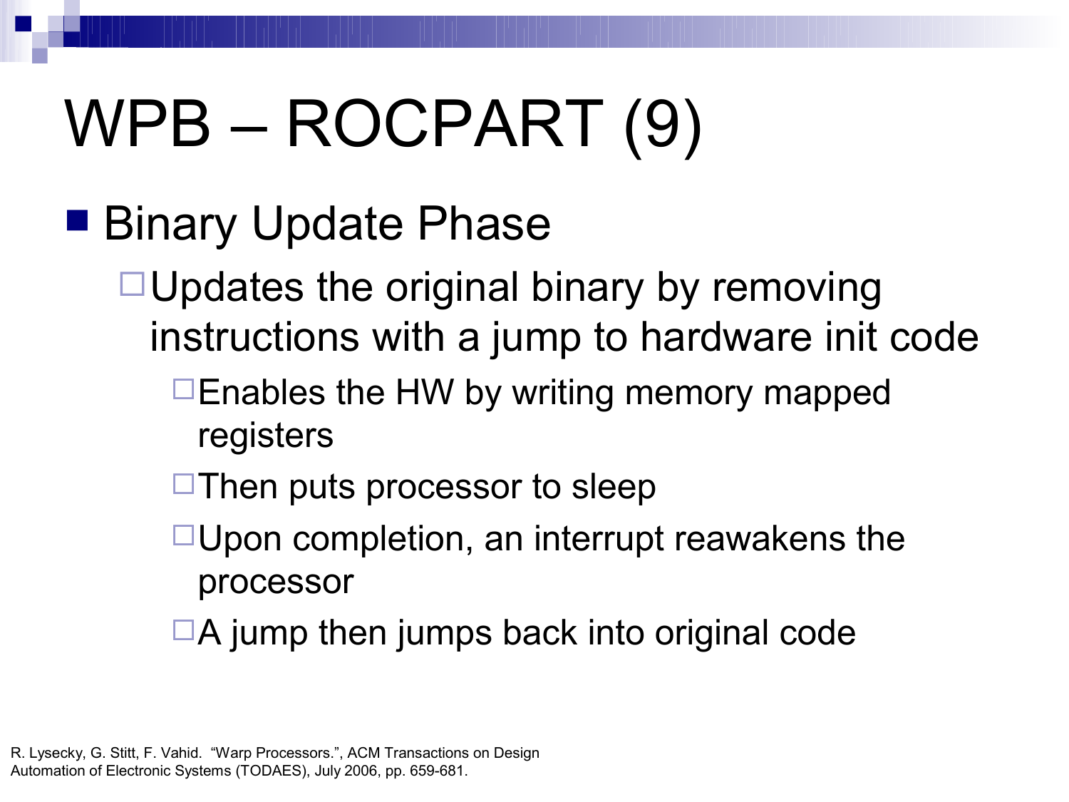# WPB – ROCPART (9)

- Binary Update Phase
  - Updates the original binary by removing instructions with a jump to hardware init code
    - Enables the HW by writing memory mapped registers
    - Then puts processor to sleep
    - Upon completion, an interrupt reawakens the processor
    - A jump then jumps back into original code

R. Lysecky, G. Stitt, F. Vahid. "Warp Processors.", ACM Transactions on Design Automation of Electronic Systems (TODAES), July 2006, pp. 659-681.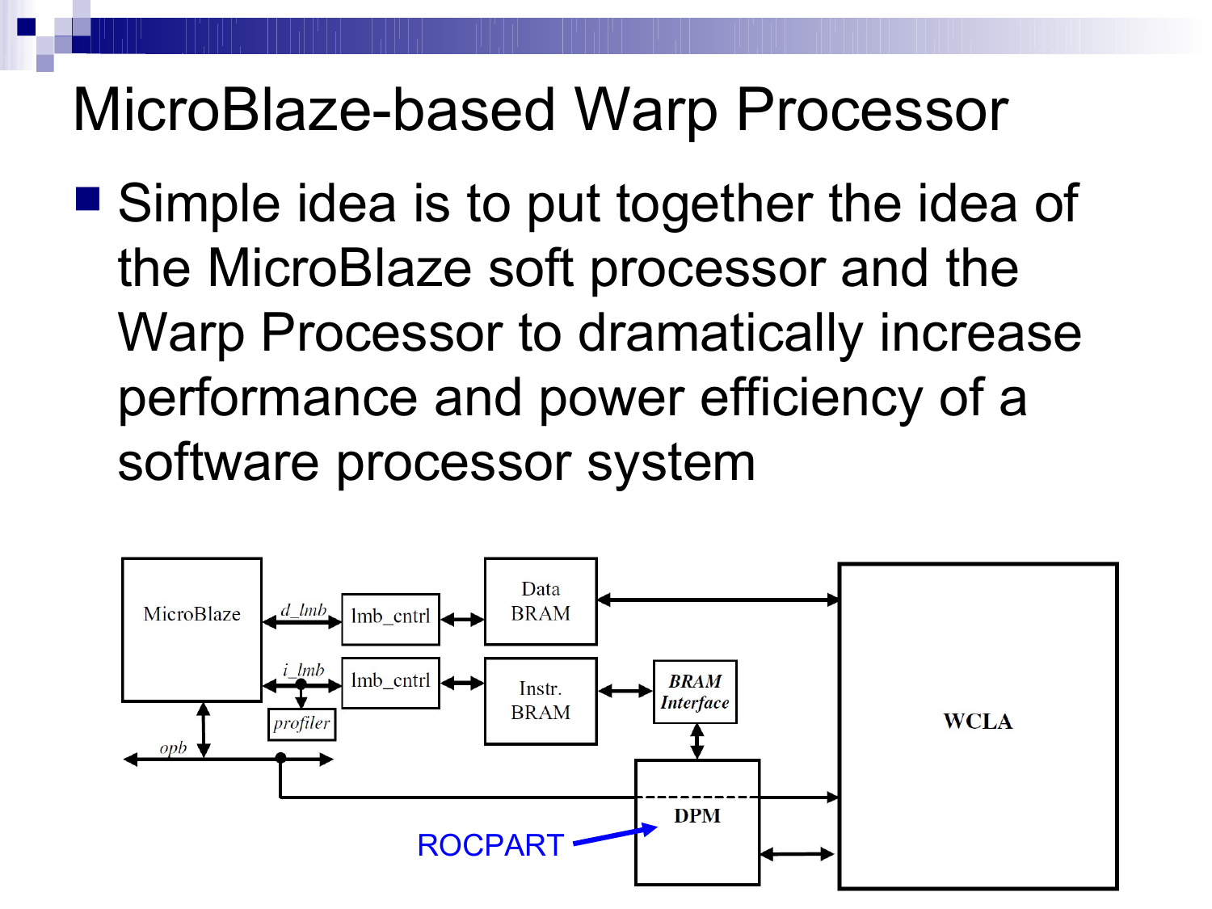# MicroBlaze-based Warp Processor

- Simple idea is to put together the idea of the MicroBlaze soft processor and the Warp Processor to dramatically increase performance and power efficiency of a software processor system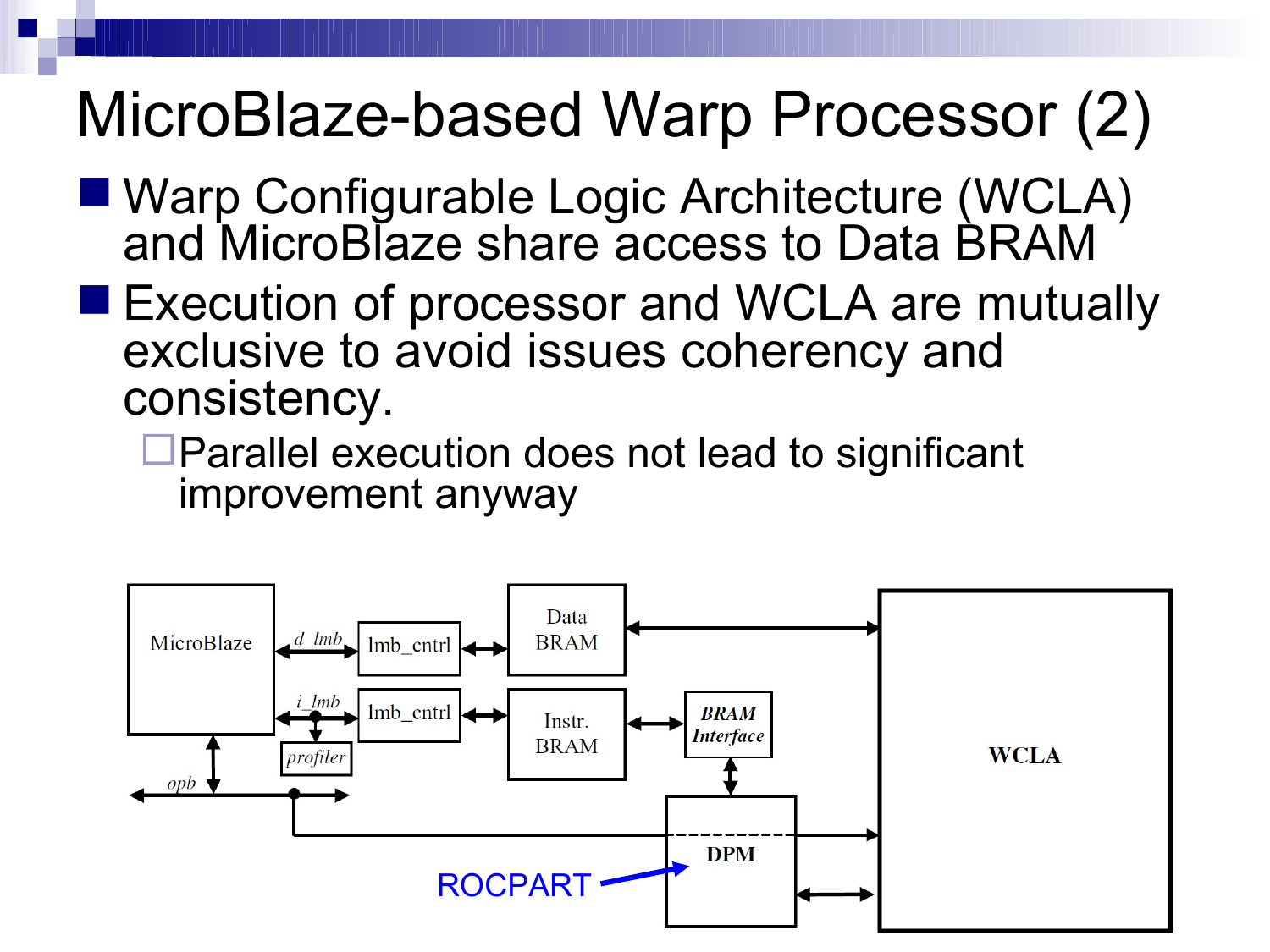# MicroBlaze-based Warp Processor (2)

- Warp Configurable Logic Architecture (WCLA) and MicroBlaze share access to Data BRAM
- Execution of processor and WCLA are mutually exclusive to avoid issues coherency and consistency.
  - Parallel execution does not lead to significant improvement anyway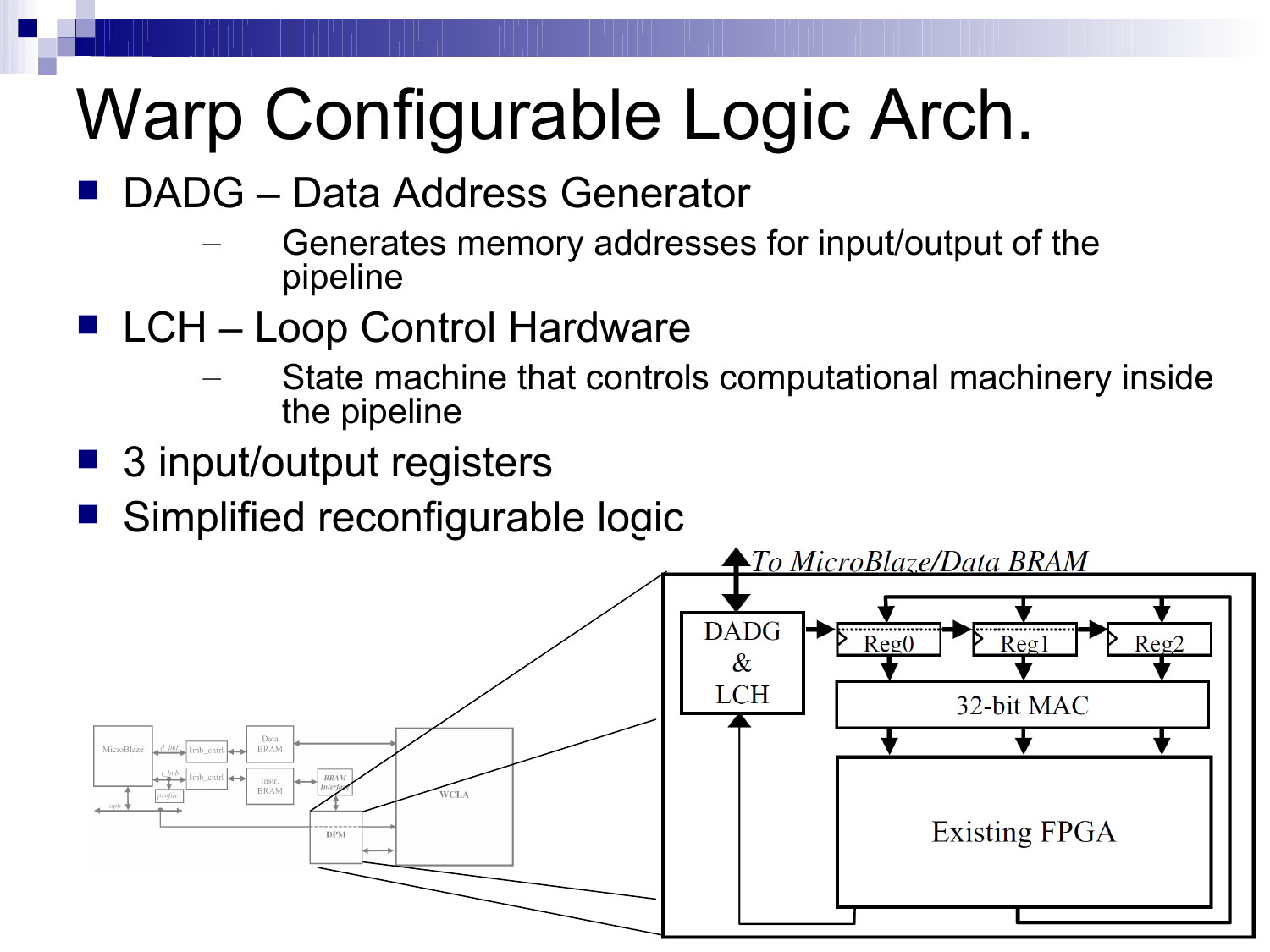# Warp Configurable Logic Arch.

- DADG – Data Address Generator
  - Generates memory addresses for input/output of the pipeline
- LCH – Loop Control Hardware
  - State machine that controls computational machinery inside the pipeline
- 3 input/output registers
- Simplified reconfigurable logic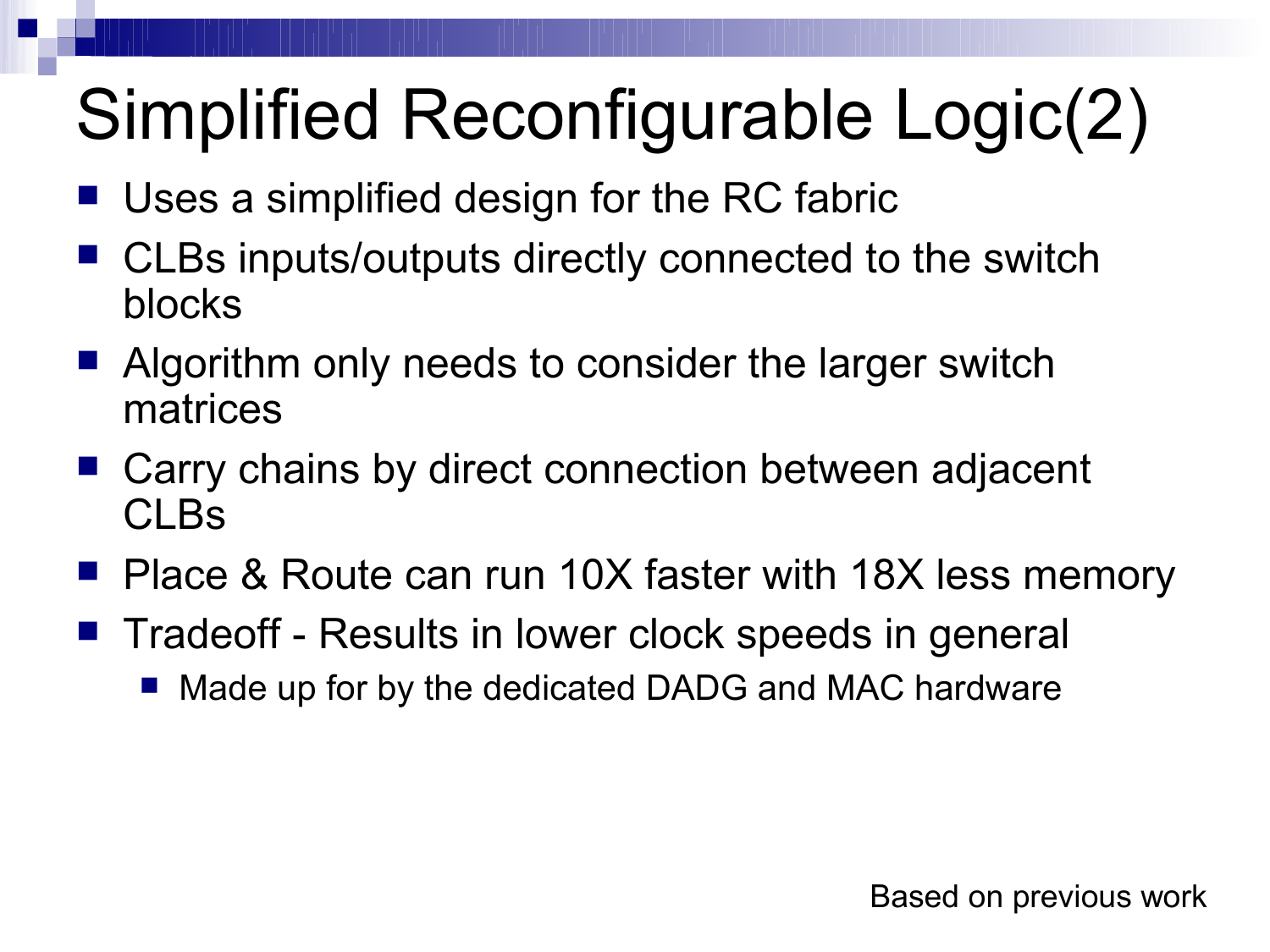# Simplified Reconfigurable Logic(2)

- Uses a simplified design for the RC fabric
- CLBs inputs/outputs directly connected to the switch blocks
- Algorithm only needs to consider the larger switch matrices
- Carry chains by direct connection between adjacent CLBs
- Place & Route can run 10X faster with 18X less memory
- Tradeoff - Results in lower clock speeds in general
  - Made up for by the dedicated DADG and MAC hardware

Based on previous work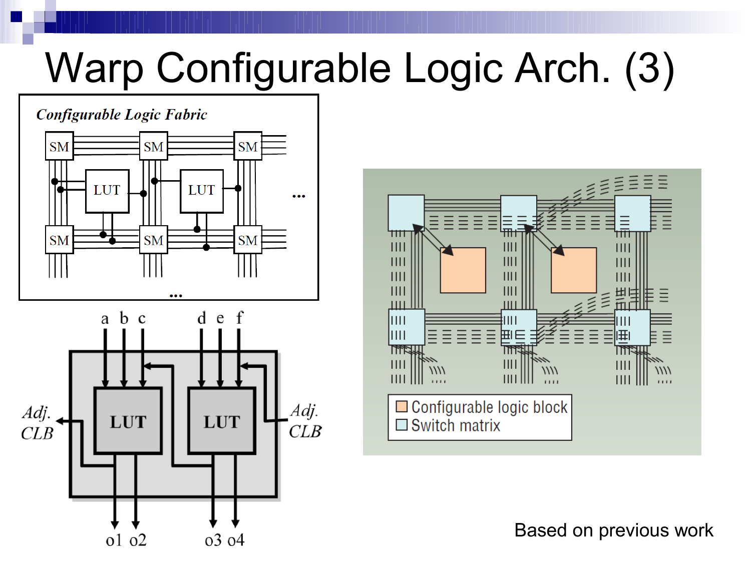# Warp Configurable Logic Arch. (3)

Based on previous work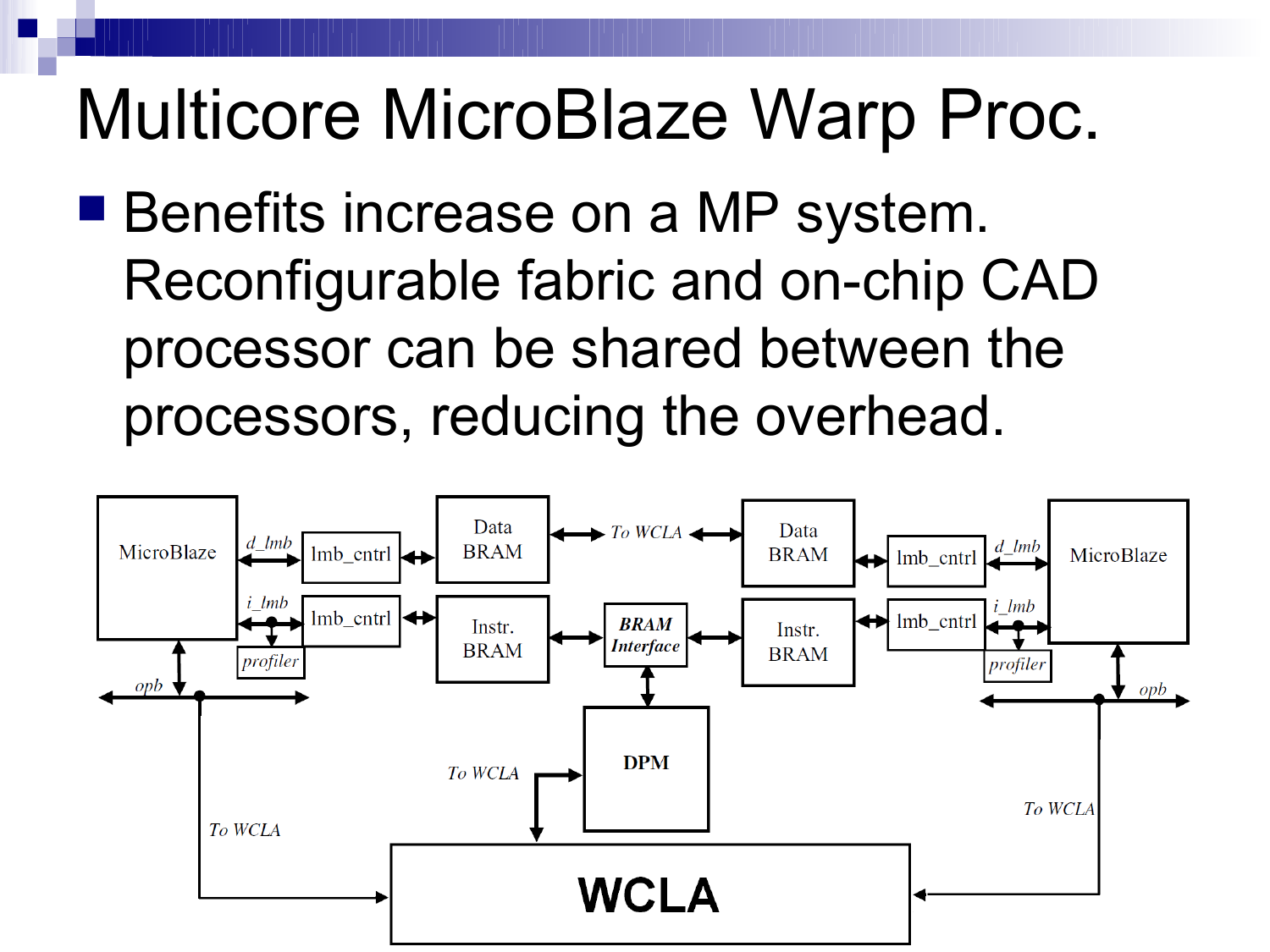# Multicore MicroBlaze Warp Proc.

- Benefits increase on a MP system. Reconfigurable fabric and on-chip CAD processor can be shared between the processors, reducing the overhead.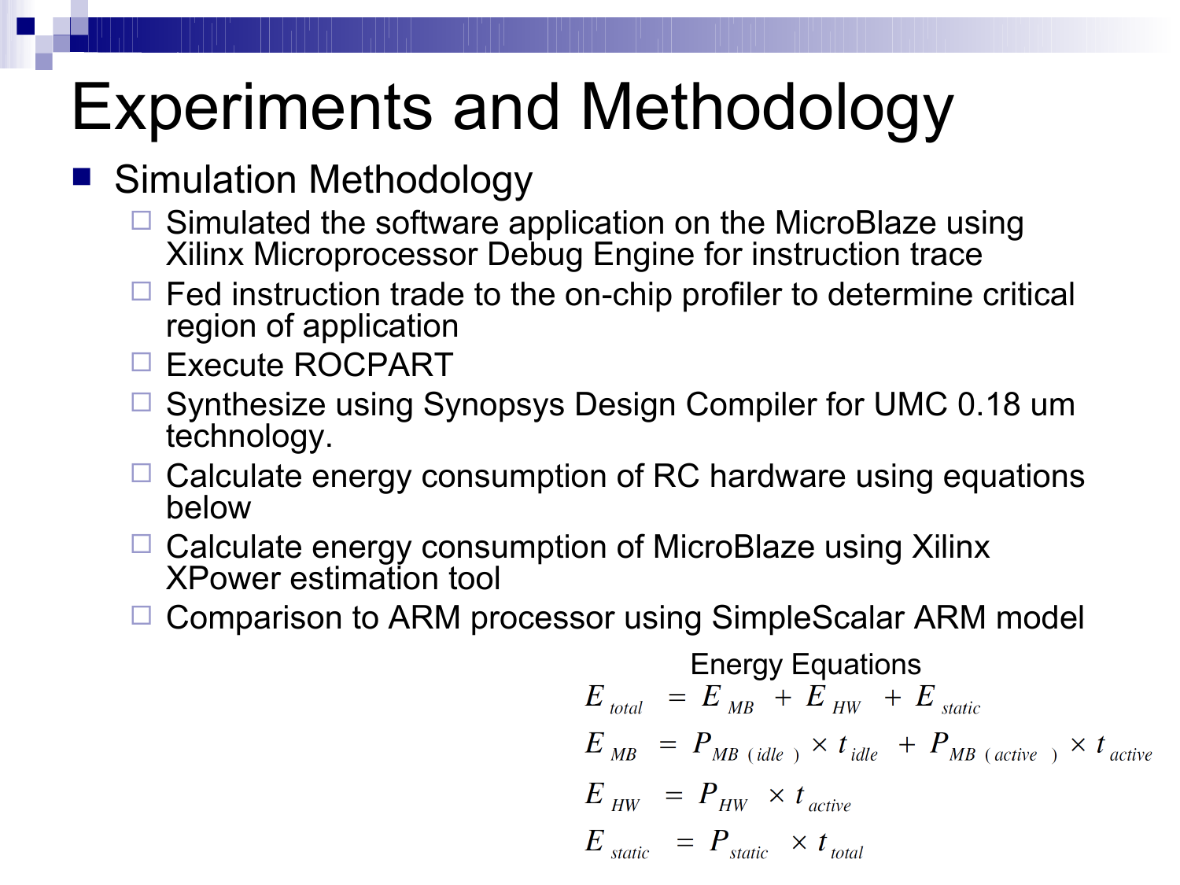# Experiments and Methodology

- Simulation Methodology
  - Simulated the software application on the MicroBlaze using Xilinx Microprocessor Debug Engine for instruction trace
  - Fed instruction trade to the on-chip profiler to determine critical region of application
  - Execute ROCPART
  - Synthesize using Synopsys Design Compiler for UMC 0.18 um technology.
  - Calculate energy consumption of RC hardware using equations below
  - Calculate energy consumption of MicroBlaze using Xilinx XPower estimation tool
  - Comparison to ARM processor using SimpleScalar ARM model

Energy Equations

$$E_{total} = E_{MB} + E_{HW} + E_{static}$$

$$E_{MB} = P_{MB\,(idle)} \times t_{idle} + P_{MB\,(active)} \times t_{active}$$

$$E_{HW} = P_{HW} \times t_{active}$$

$$E_{static} = P_{static} \times t_{total}$$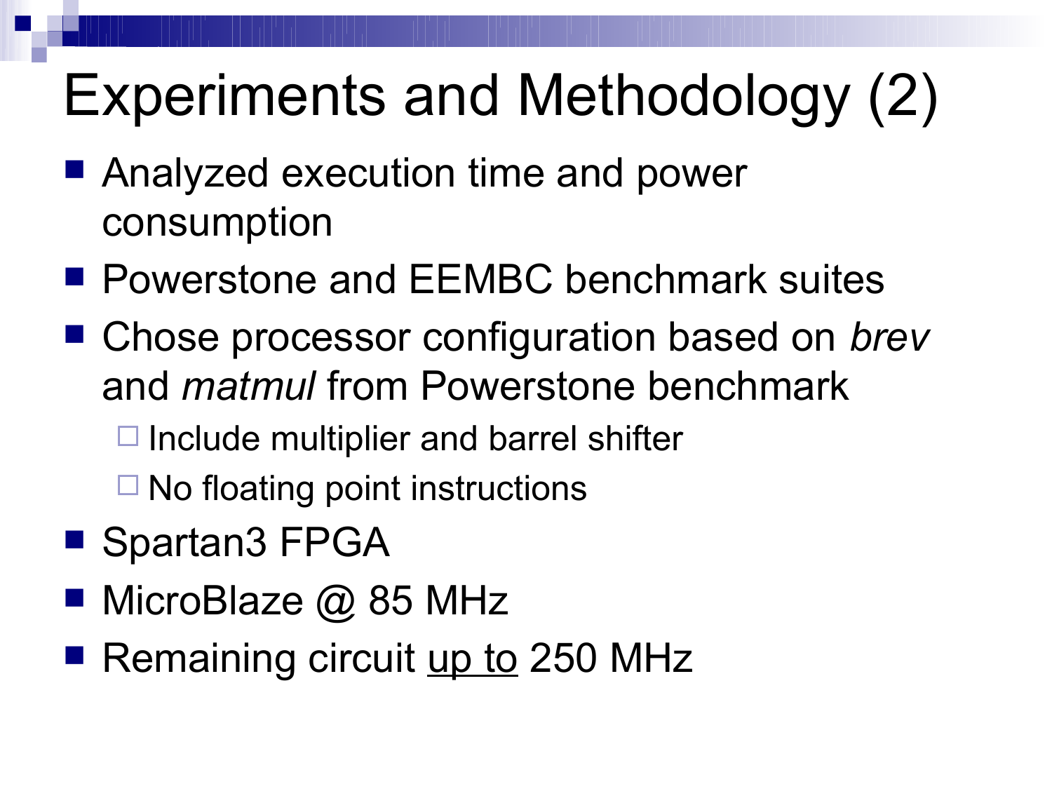# Experiments and Methodology (2)

- Analyzed execution time and power consumption
- Powerstone and EEMBC benchmark suites
- Chose processor configuration based on *brev* and *matmul* from Powerstone benchmark
  - Include multiplier and barrel shifter
  - No floating point instructions
- Spartan3 FPGA
- MicroBlaze @ 85 MHz
- Remaining circuit <u>up to</u> 250 MHz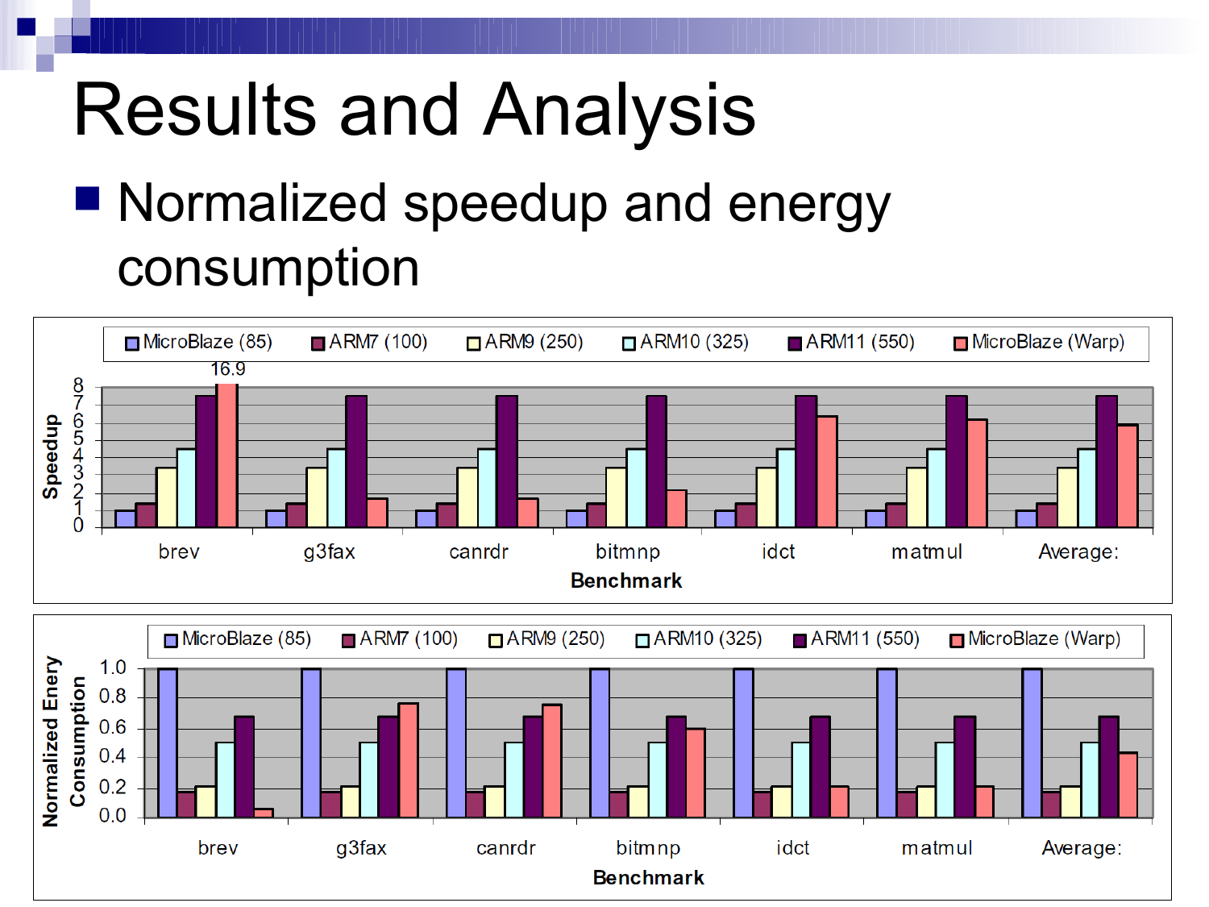# Results and Analysis

- Normalized speedup and energy consumption

Speedup

MicroBlaze (85) | ARM7 (100) | ARM9 (250) | ARM10 (325) | ARM11 (550) | MicroBlaze (Warp)

16.9

Benchmark: brev, g3fax, canrdr, bitmnp, idct, matmul, Average:

Normalized Enery Consumption

MicroBlaze (85) | ARM7 (100) | ARM9 (250) | ARM10 (325) | ARM11 (550) | MicroBlaze (Warp)

Benchmark: brev, g3fax, canrdr, bitmnp, idct, matmul, Average: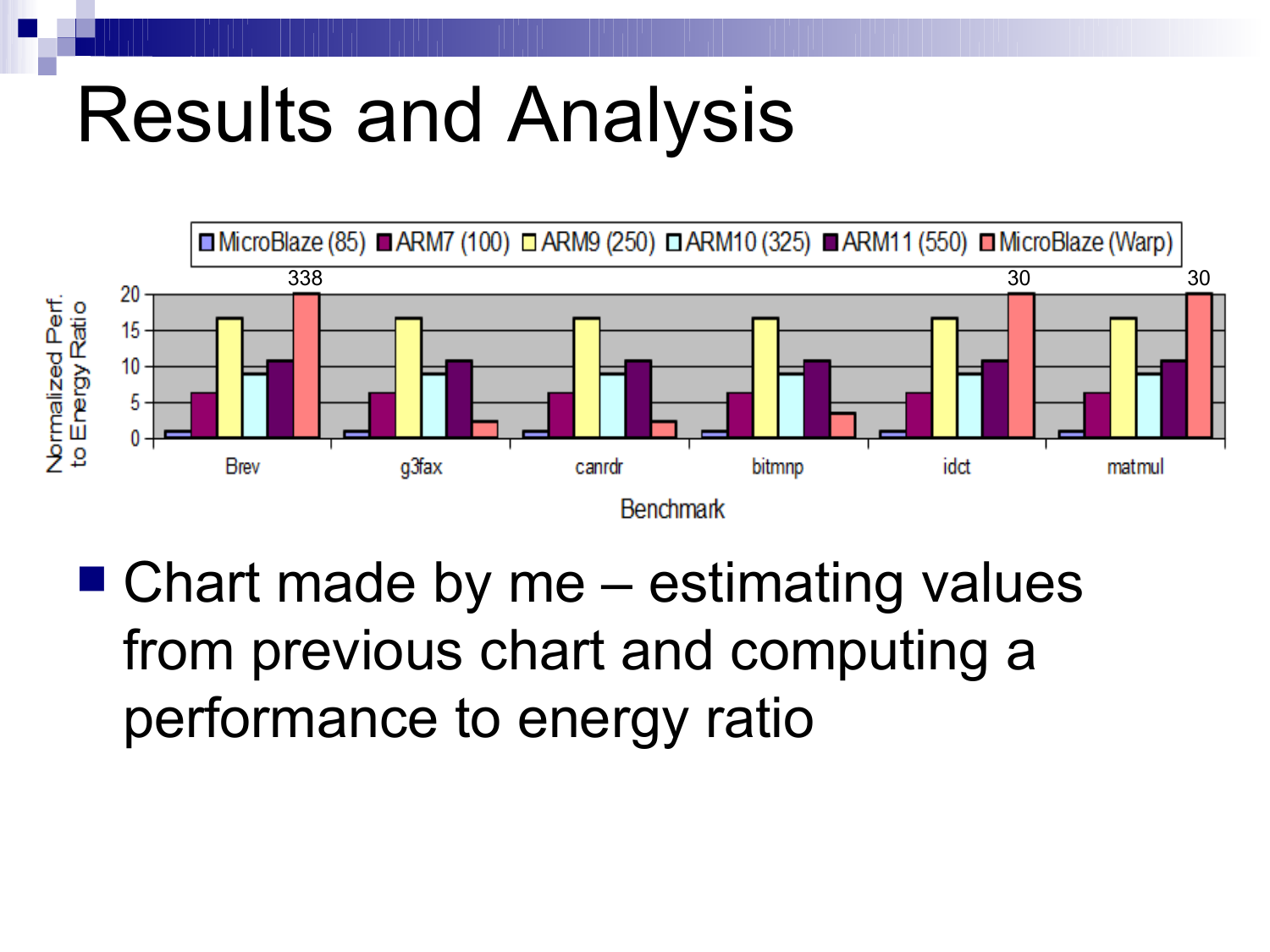# Results and Analysis

- Chart made by me – estimating values from previous chart and computing a performance to energy ratio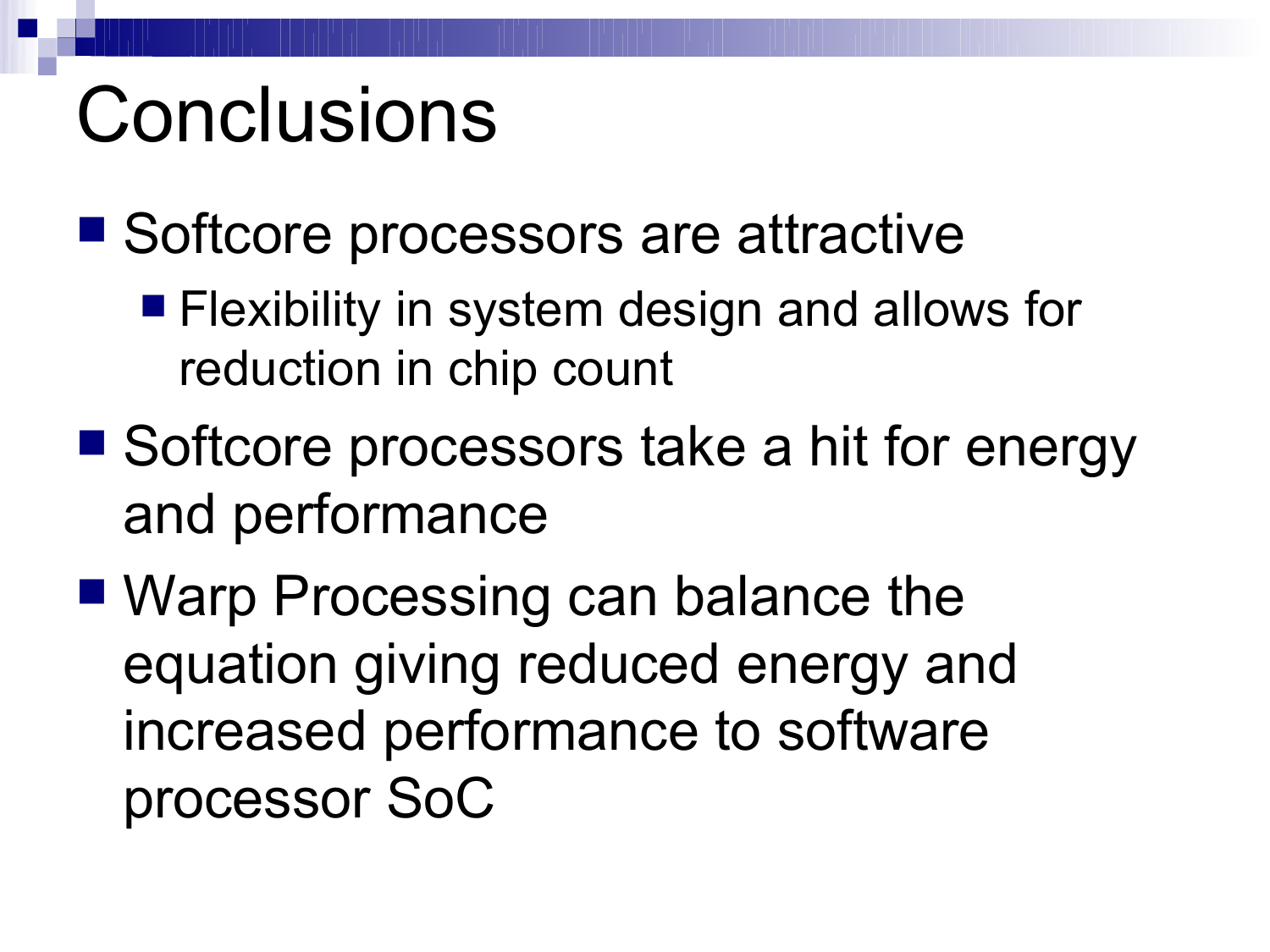# Conclusions

- Softcore processors are attractive
  - Flexibility in system design and allows for reduction in chip count
- Softcore processors take a hit for energy and performance
- Warp Processing can balance the equation giving reduced energy and increased performance to software processor SoC